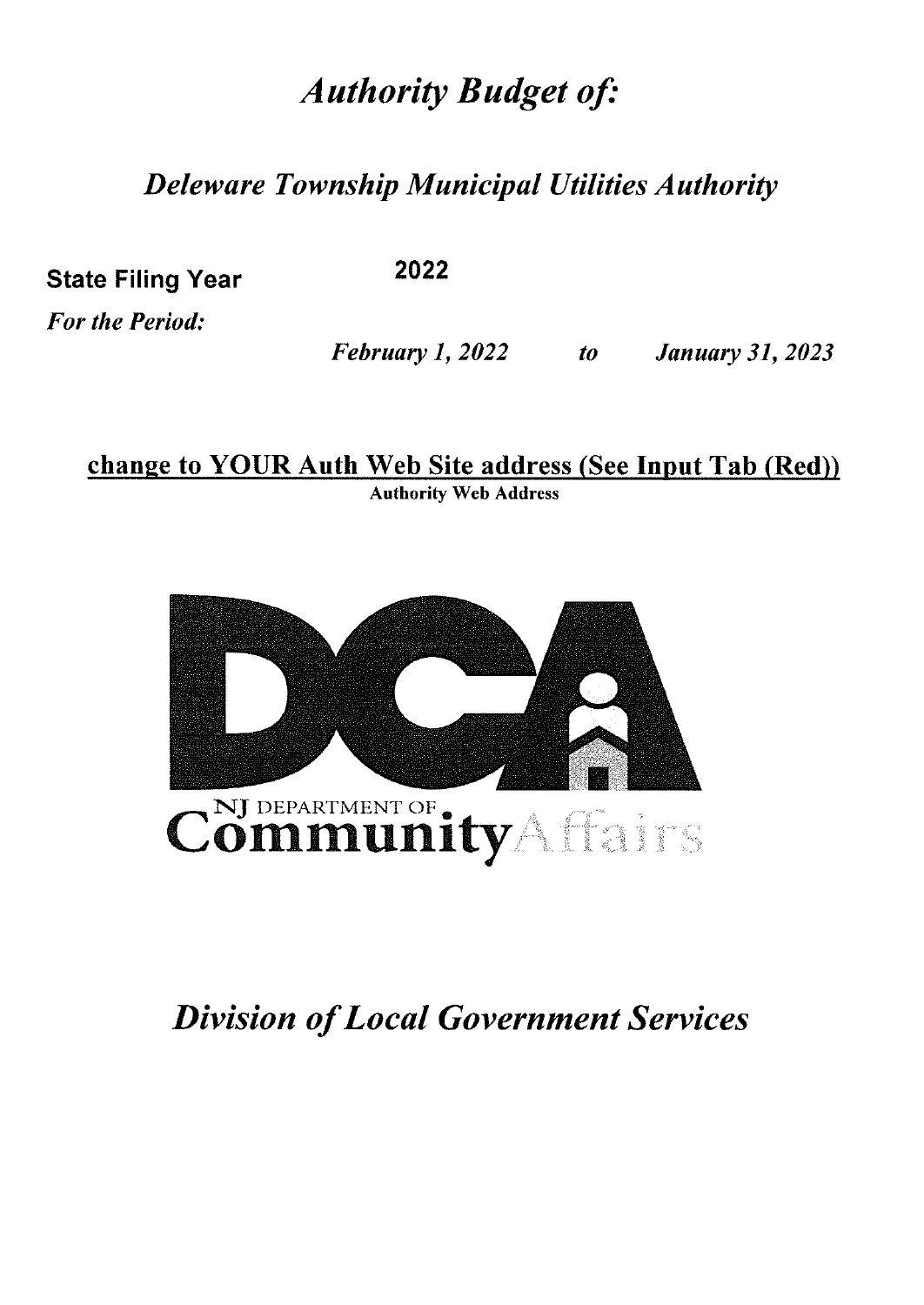# *Authority Budget of:*

## *Deleware Township Municipal Utilities Authority*

| **State Filing Year** | **2022** | | |
|---|---|---|---|
| *For the Period:* | ***February 1, 2022*** | ***to*** | ***January 31, 2023*** |

**change to YOUR Auth Web Site address (See Input Tab (Red))**

**Authority Web Address**

NJ DEPARTMENT OF
Community Affairs

## *Division of Local Government Services*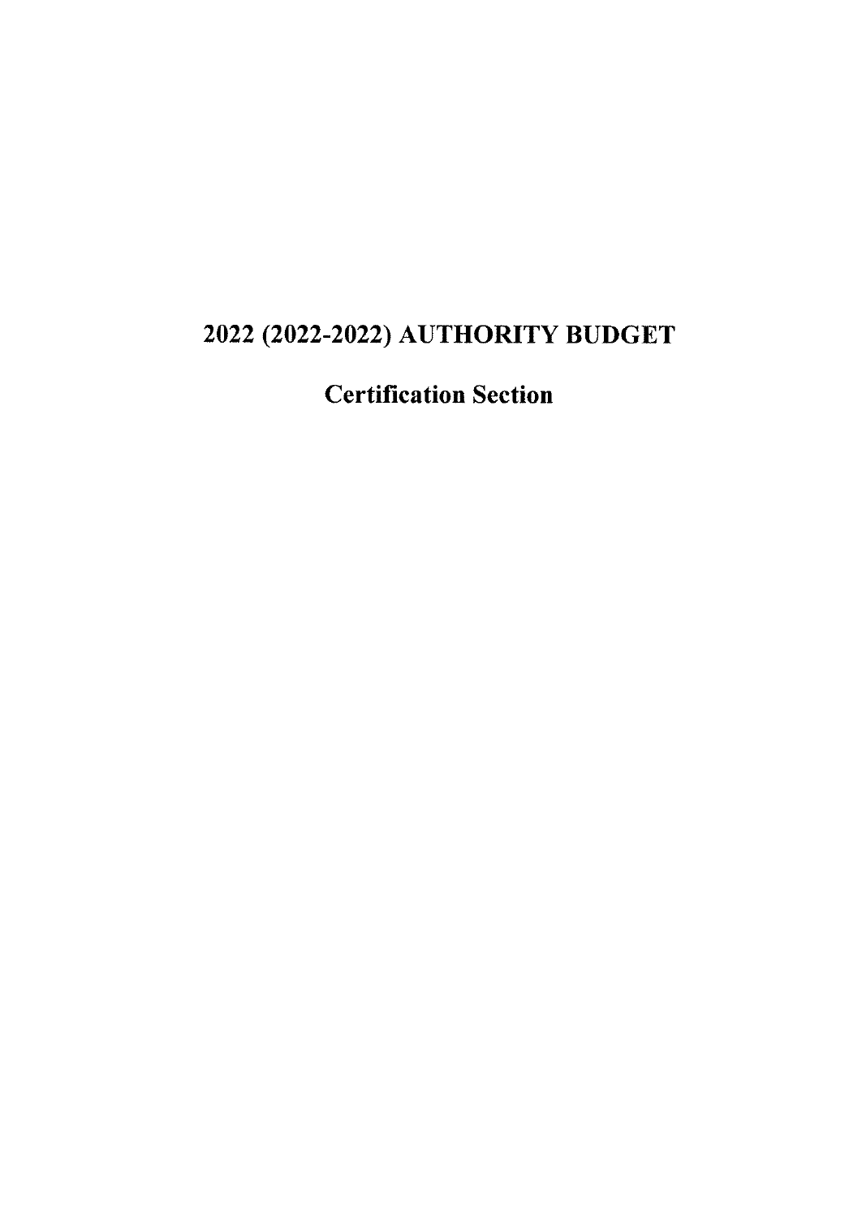# 2022 (2022-2022) AUTHORITY BUDGET

## Certification Section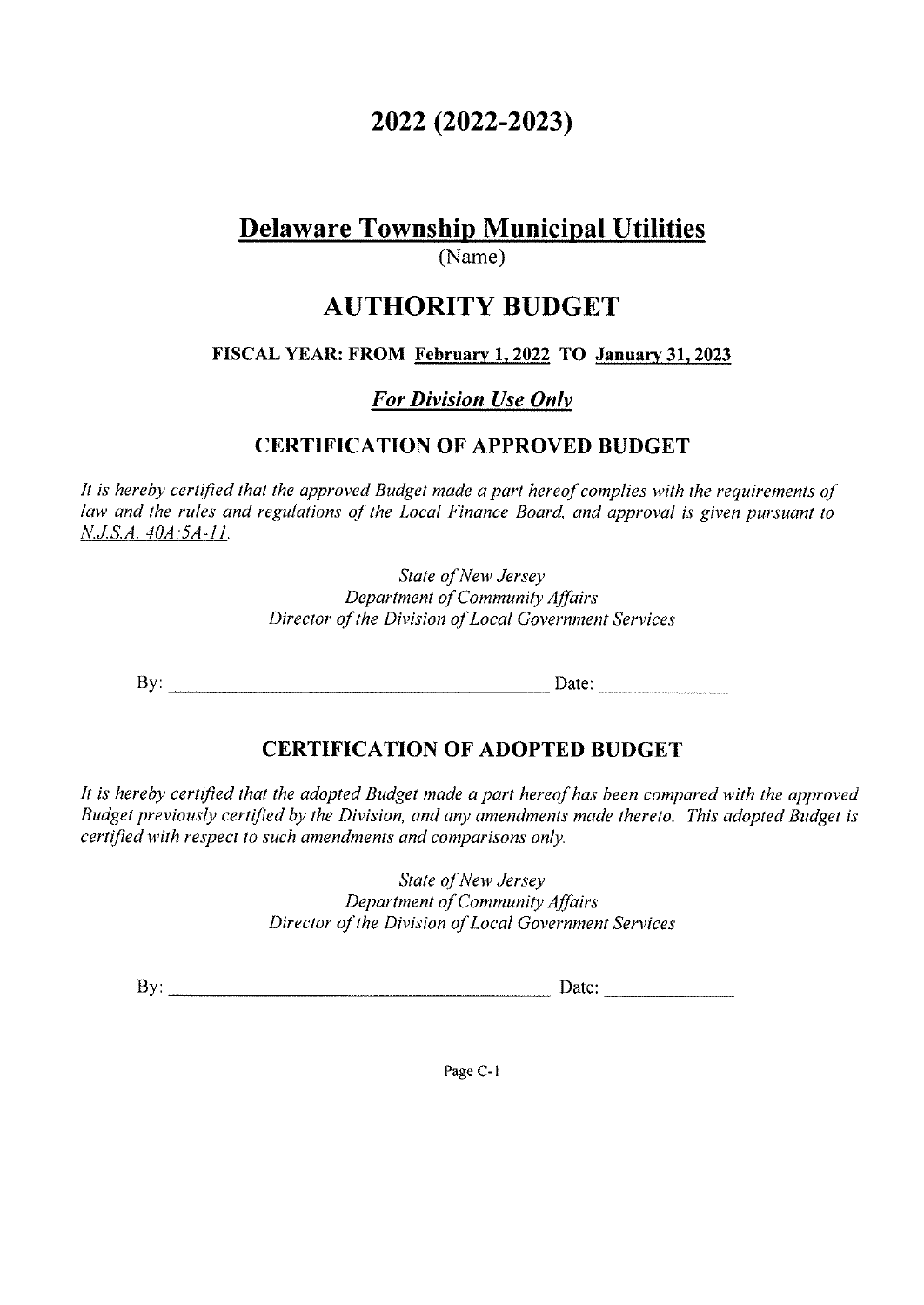# 2022 (2022-2023)

## Delaware Township Municipal Utilities

(Name)

# AUTHORITY BUDGET

**FISCAL YEAR: FROM February 1, 2022 TO January 31, 2023**

***For Division Use Only***

### CERTIFICATION OF APPROVED BUDGET

*It is hereby certified that the approved Budget made a part hereof complies with the requirements of law and the rules and regulations of the Local Finance Board, and approval is given pursuant to N.J.S.A. 40A:5A-11.*

*State of New Jersey*
*Department of Community Affairs*
*Director of the Division of Local Government Services*

By: ______________________________ Date: ______________

### CERTIFICATION OF ADOPTED BUDGET

*It is hereby certified that the adopted Budget made a part hereof has been compared with the approved Budget previously certified by the Division, and any amendments made thereto. This adopted Budget is certified with respect to such amendments and comparisons only.*

*State of New Jersey*
*Department of Community Affairs*
*Director of the Division of Local Government Services*

By: ______________________________ Date: ______________

Page C-1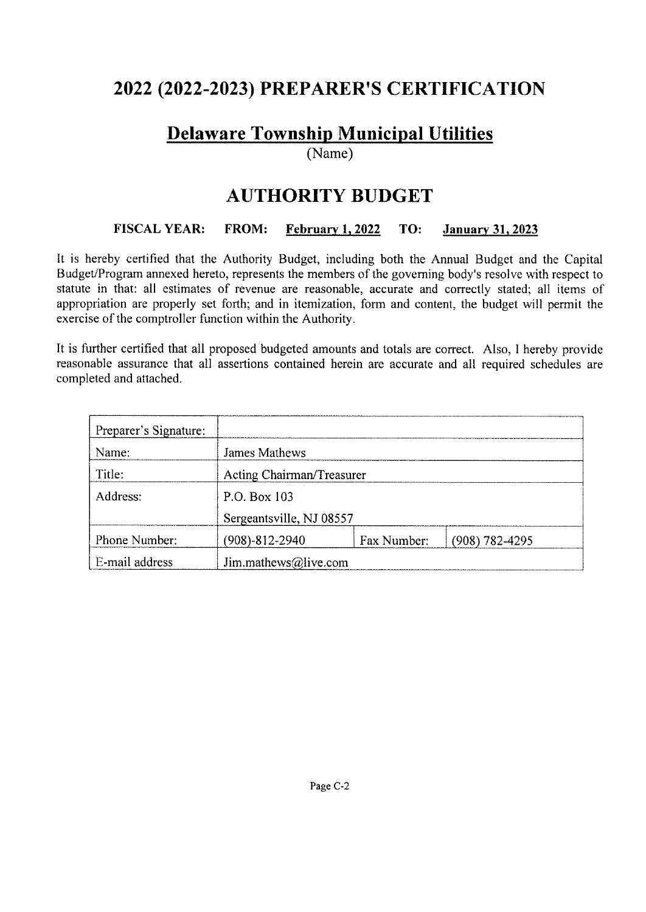# 2022 (2022-2023) PREPARER'S CERTIFICATION

## Delaware Township Municipal Utilities

(Name)

## AUTHORITY BUDGET

**FISCAL YEAR: FROM: February 1, 2022 TO: January 31, 2023**

It is hereby certified that the Authority Budget, including both the Annual Budget and the Capital Budget/Program annexed hereto, represents the members of the governing body's resolve with respect to statute in that: all estimates of revenue are reasonable, accurate and correctly stated; all items of appropriation are properly set forth; and in itemization, form and content, the budget will permit the exercise of the comptroller function within the Authority.

It is further certified that all proposed budgeted amounts and totals are correct. Also, I hereby provide reasonable assurance that all assertions contained herein are accurate and all required schedules are completed and attached.

| Preparer's Signature: | | | |
|---|---|---|---|
| Name: | James Mathews | | |
| Title: | Acting Chairman/Treasurer | | |
| Address: | P.O. Box 103<br>Sergeantsville, NJ 08557 | | |
| Phone Number: | (908)-812-2940 | Fax Number: | (908) 782-4295 |
| E-mail address | Jim.mathews@live.com | | |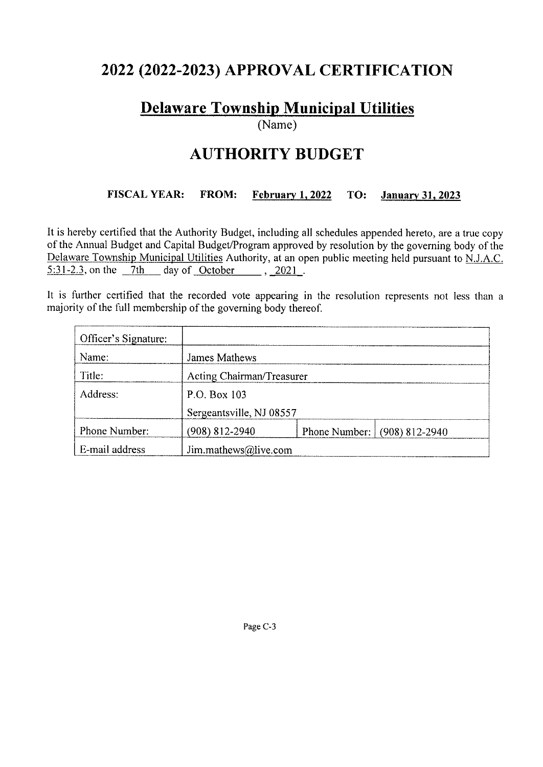# 2022 (2022-2023) APPROVAL CERTIFICATION

## Delaware Township Municipal Utilities

(Name)

# AUTHORITY BUDGET

**FISCAL YEAR: FROM: February 1, 2022 TO: January 31, 2023**

It is hereby certified that the Authority Budget, including all schedules appended hereto, are a true copy of the Annual Budget and Capital Budget/Program approved by resolution by the governing body of the Delaware Township Municipal Utilities Authority, at an open public meeting held pursuant to N.J.A.C. 5:31-2.3, on the 7th day of October , 2021 .

It is further certified that the recorded vote appearing in the resolution represents not less than a majority of the full membership of the governing body thereof.

| Officer's Signature: | | | |
|---|---|---|---|
| Name: | James Mathews | | |
| Title: | Acting Chairman/Treasurer | | |
| Address: | P.O. Box 103<br>Sergeantsville, NJ 08557 | | |
| Phone Number: | (908) 812-2940 | Phone Number: | (908) 812-2940 |
| E-mail address | Jim.mathews@live.com | | |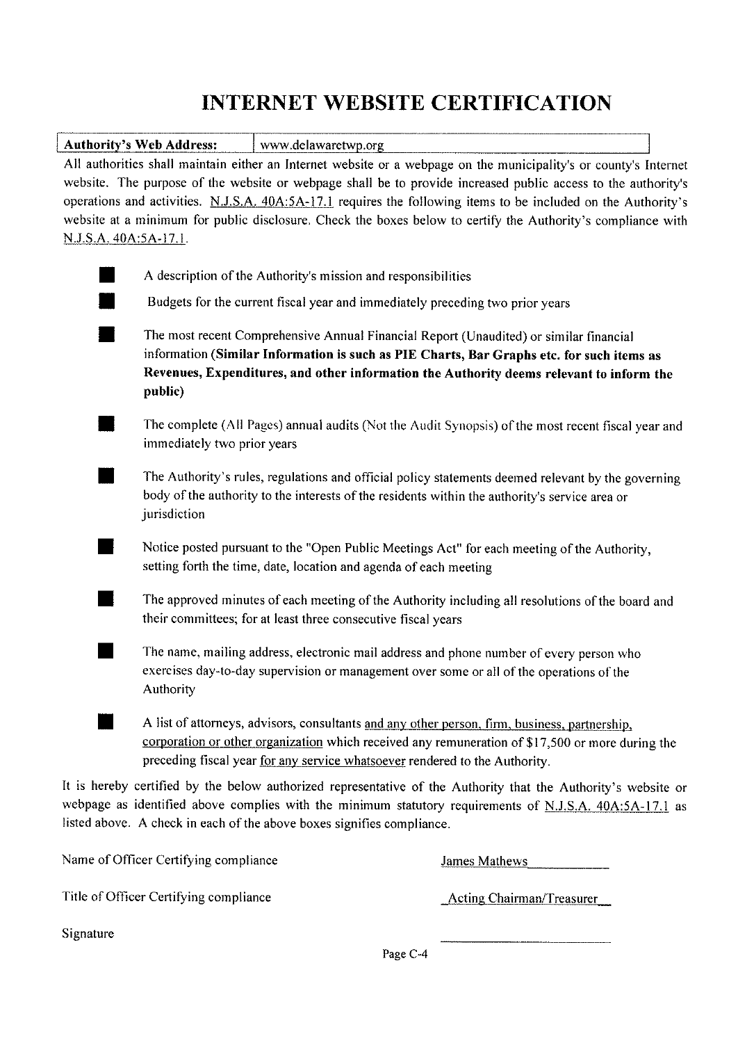# INTERNET WEBSITE CERTIFICATION

| Authority's Web Address: | www.delawaretwp.org |
|---|---|

All authorities shall maintain either an Internet website or a webpage on the municipality's or county's Internet website. The purpose of the website or webpage shall be to provide increased public access to the authority's operations and activities. N.J.S.A. 40A:5A-17.1 requires the following items to be included on the Authority's website at a minimum for public disclosure. Check the boxes below to certify the Authority's compliance with N.J.S.A. 40A:5A-17.1.

- ■ A description of the Authority's mission and responsibilities
- ■ Budgets for the current fiscal year and immediately preceding two prior years
- ■ The most recent Comprehensive Annual Financial Report (Unaudited) or similar financial information **(Similar Information is such as PIE Charts, Bar Graphs etc. for such items as Revenues, Expenditures, and other information the Authority deems relevant to inform the public)**
- ■ The complete (All Pages) annual audits (Not the Audit Synopsis) of the most recent fiscal year and immediately two prior years
- ■ The Authority's rules, regulations and official policy statements deemed relevant by the governing body of the authority to the interests of the residents within the authority's service area or jurisdiction
- ■ Notice posted pursuant to the "Open Public Meetings Act" for each meeting of the Authority, setting forth the time, date, location and agenda of each meeting
- ■ The approved minutes of each meeting of the Authority including all resolutions of the board and their committees; for at least three consecutive fiscal years
- ■ The name, mailing address, electronic mail address and phone number of every person who exercises day-to-day supervision or management over some or all of the operations of the Authority
- ■ A list of attorneys, advisors, consultants and any other person, firm, business, partnership, corporation or other organization which received any remuneration of $17,500 or more during the preceding fiscal year for any service whatsoever rendered to the Authority.

It is hereby certified by the below authorized representative of the Authority that the Authority's website or webpage as identified above complies with the minimum statutory requirements of N.J.S.A. 40A:5A-17.1 as listed above. A check in each of the above boxes signifies compliance.

Name of Officer Certifying compliance: James Mathews

Title of Officer Certifying compliance: Acting Chairman/Treasurer

Signature: ____________________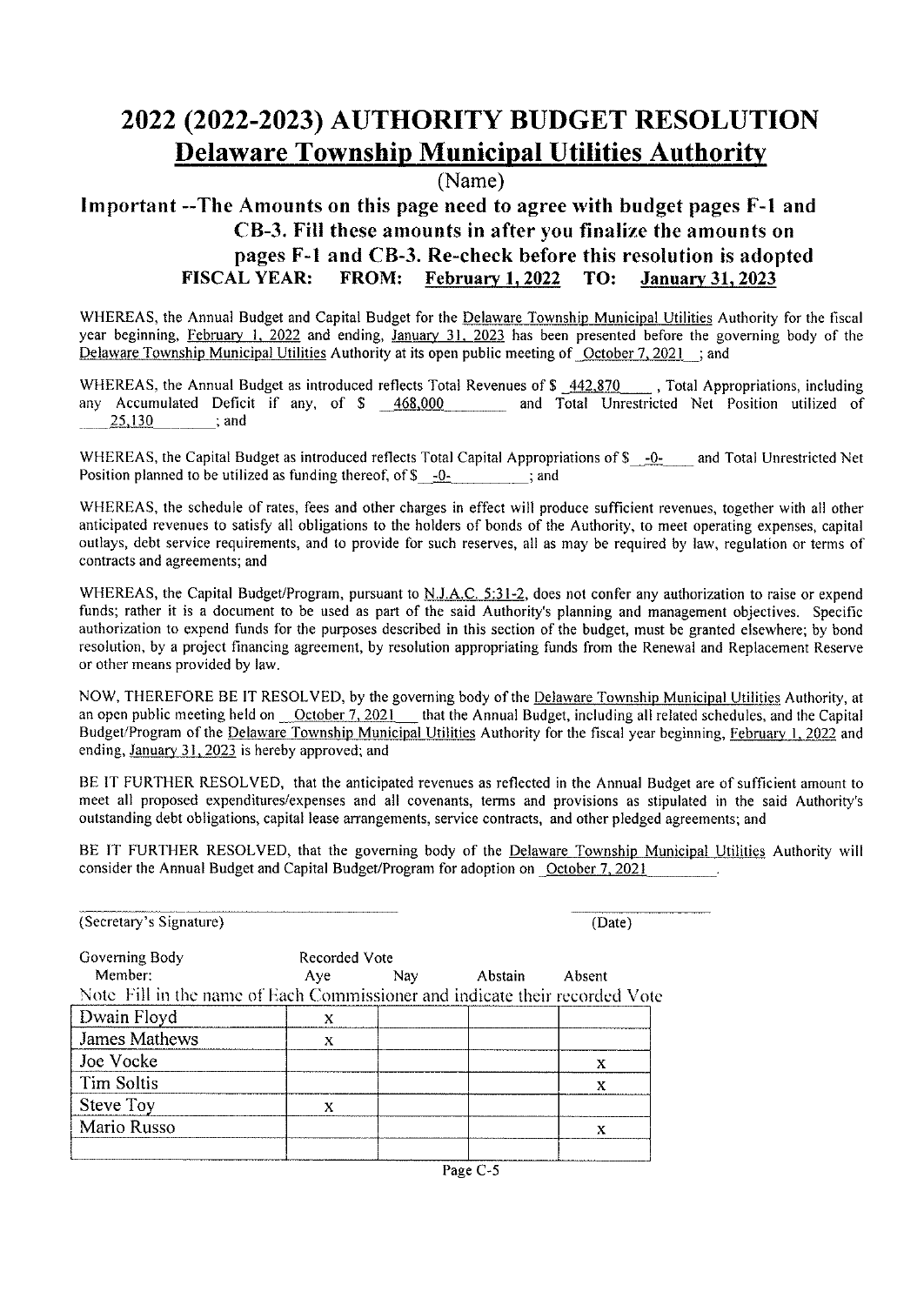# 2022 (2022-2023) AUTHORITY BUDGET RESOLUTION

## Delaware Township Municipal Utilities Authority

(Name)

### Important --The Amounts on this page need to agree with budget pages F-1 and CB-3. Fill these amounts in after you finalize the amounts on pages F-1 and CB-3. Re-check before this resolution is adopted

**FISCAL YEAR: FROM: February 1, 2022 TO: January 31, 2023**

WHEREAS, the Annual Budget and Capital Budget for the Delaware Township Municipal Utilities Authority for the fiscal year beginning, February 1, 2022 and ending, January 31, 2023 has been presented before the governing body of the Delaware Township Municipal Utilities Authority at its open public meeting of October 7, 2021 ; and

WHEREAS, the Annual Budget as introduced reflects Total Revenues of $ 442,870 , Total Appropriations, including any Accumulated Deficit if any, of $ 468,000 and Total Unrestricted Net Position utilized of 25,130 ; and

WHEREAS, the Capital Budget as introduced reflects Total Capital Appropriations of $ -0- and Total Unrestricted Net Position planned to be utilized as funding thereof, of $ -0- ; and

WHEREAS, the schedule of rates, fees and other charges in effect will produce sufficient revenues, together with all other anticipated revenues to satisfy all obligations to the holders of bonds of the Authority, to meet operating expenses, capital outlays, debt service requirements, and to provide for such reserves, all as may be required by law, regulation or terms of contracts and agreements; and

WHEREAS, the Capital Budget/Program, pursuant to N.J.A.C. 5:31-2, does not confer any authorization to raise or expend funds; rather it is a document to be used as part of the said Authority's planning and management objectives. Specific authorization to expend funds for the purposes described in this section of the budget, must be granted elsewhere; by bond resolution, by a project financing agreement, by resolution appropriating funds from the Renewal and Replacement Reserve or other means provided by law.

NOW, THEREFORE BE IT RESOLVED, by the governing body of the Delaware Township Municipal Utilities Authority, at an open public meeting held on October 7, 2021 that the Annual Budget, including all related schedules, and the Capital Budget/Program of the Delaware Township Municipal Utilities Authority for the fiscal year beginning, February 1, 2022 and ending, January 31, 2023 is hereby approved; and

BE IT FURTHER RESOLVED, that the anticipated revenues as reflected in the Annual Budget are of sufficient amount to meet all proposed expenditures/expenses and all covenants, terms and provisions as stipulated in the said Authority's outstanding debt obligations, capital lease arrangements, service contracts, and other pledged agreements; and

BE IT FURTHER RESOLVED, that the governing body of the Delaware Township Municipal Utilities Authority will consider the Annual Budget and Capital Budget/Program for adoption on October 7, 2021 .

(Secretary's Signature) (Date)

Note Fill in the name of Each Commissioner and indicate their recorded Vote

| Governing Body Member: | Recorded Vote Aye | Nay | Abstain | Absent |
|---|---|---|---|---|
| Dwain Floyd | x | | | |
| James Mathews | x | | | |
| Joe Vocke | | | | x |
| Tim Soltis | | | | x |
| Steve Toy | x | | | |
| Mario Russo | | | | x |
| | | | | |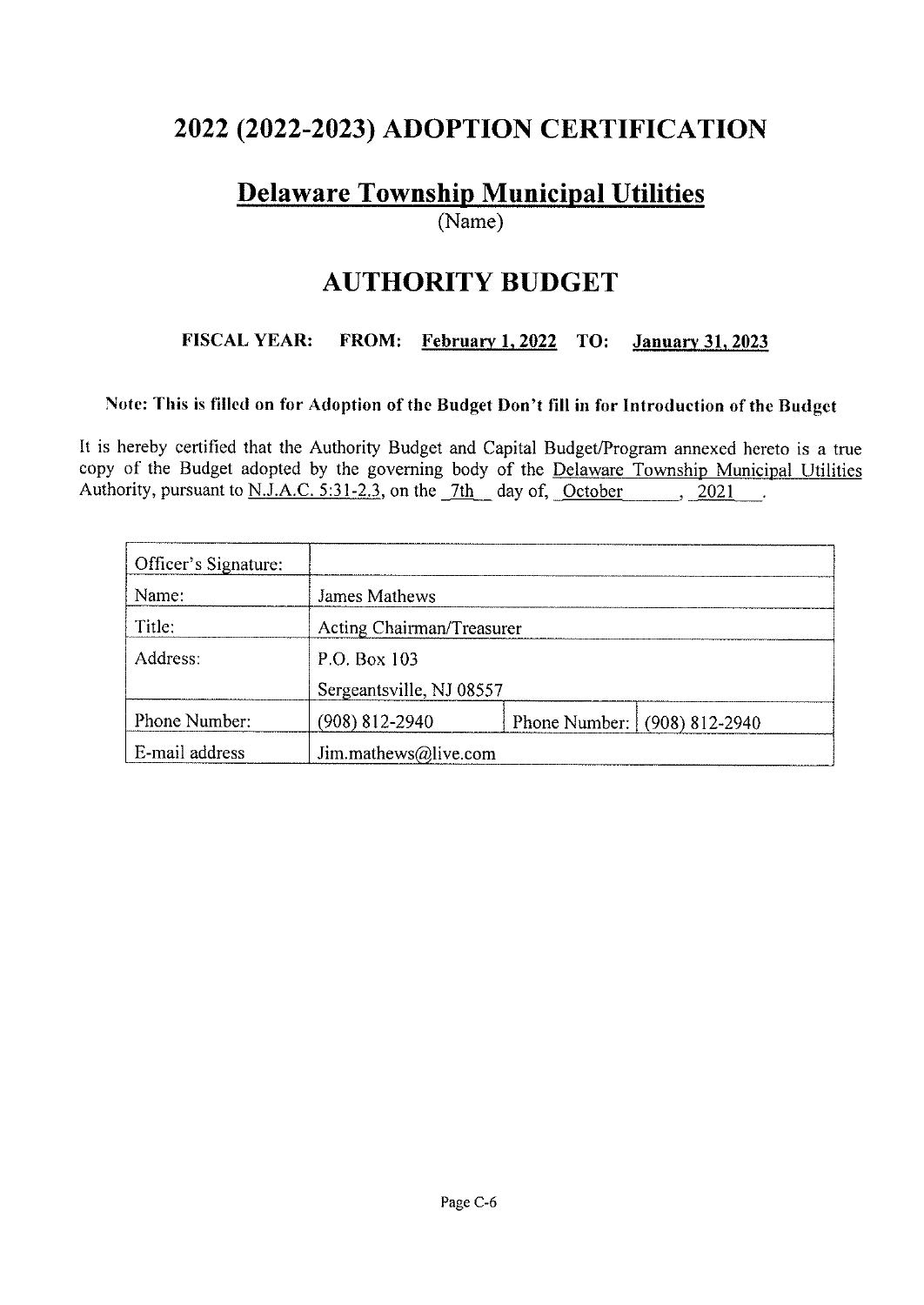# 2022 (2022-2023) ADOPTION CERTIFICATION

## Delaware Township Municipal Utilities

(Name)

## AUTHORITY BUDGET

**FISCAL YEAR: FROM: February 1, 2022 TO: January 31, 2023**

**Note: This is filled on for Adoption of the Budget Don't fill in for Introduction of the Budget**

It is hereby certified that the Authority Budget and Capital Budget/Program annexed hereto is a true copy of the Budget adopted by the governing body of the Delaware Township Municipal Utilities Authority, pursuant to N.J.A.C. 5:31-2.3, on the 7th day of, October , 2021 .

| Officer's Signature: | | | |
|---|---|---|---|
| Name: | James Mathews | | |
| Title: | Acting Chairman/Treasurer | | |
| Address: | P.O. Box 103<br>Sergeantsville, NJ 08557 | | |
| Phone Number: | (908) 812-2940 | Phone Number: | (908) 812-2940 |
| E-mail address | Jim.mathews@live.com | | |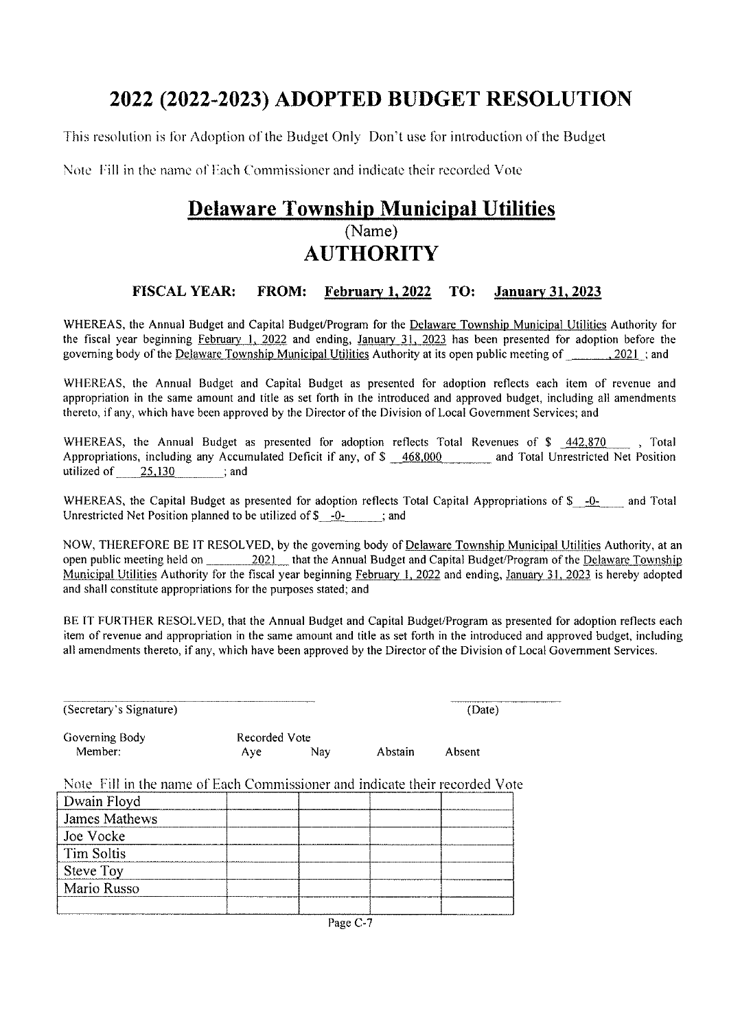# 2022 (2022-2023) ADOPTED BUDGET RESOLUTION

This resolution is for Adoption of the Budget Only Don't use for introduction of the Budget

Note Fill in the name of Each Commissioner and indicate their recorded Vote

## Delaware Township Municipal Utilities

(Name)

## AUTHORITY

**FISCAL YEAR: FROM: February 1, 2022 TO: January 31, 2023**

WHEREAS, the Annual Budget and Capital Budget/Program for the Delaware Township Municipal Utilities Authority for the fiscal year beginning February 1, 2022 and ending, January 31, 2023 has been presented for adoption before the governing body of the Delaware Township Municipal Utilities Authority at its open public meeting of ______, 2021 ; and

WHEREAS, the Annual Budget and Capital Budget as presented for adoption reflects each item of revenue and appropriation in the same amount and title as set forth in the introduced and approved budget, including all amendments thereto, if any, which have been approved by the Director of the Division of Local Government Services; and

WHEREAS, the Annual Budget as presented for adoption reflects Total Revenues of $ 442,870 , Total Appropriations, including any Accumulated Deficit if any, of $ 468,000 and Total Unrestricted Net Position utilized of 25,130 ; and

WHEREAS, the Capital Budget as presented for adoption reflects Total Capital Appropriations of $ -0- and Total Unrestricted Net Position planned to be utilized of $ -0- ; and

NOW, THEREFORE BE IT RESOLVED, by the governing body of Delaware Township Municipal Utilities Authority, at an open public meeting held on ______ 2021 that the Annual Budget and Capital Budget/Program of the Delaware Township Municipal Utilities Authority for the fiscal year beginning February 1, 2022 and ending, January 31, 2023 is hereby adopted and shall constitute appropriations for the purposes stated; and

BE IT FURTHER RESOLVED, that the Annual Budget and Capital Budget/Program as presented for adoption reflects each item of revenue and appropriation in the same amount and title as set forth in the introduced and approved budget, including all amendments thereto, if any, which have been approved by the Director of the Division of Local Government Services.

______________________ ______________
(Secretary's Signature) (Date)

Note Fill in the name of Each Commissioner and indicate their recorded Vote

| Governing Body Member: | Recorded Vote Aye | Nay | Abstain | Absent |
|---|---|---|---|---|
| Dwain Floyd | | | | |
| James Mathews | | | | |
| Joe Vocke | | | | |
| Tim Soltis | | | | |
| Steve Toy | | | | |
| Mario Russo | | | | |
| | | | | |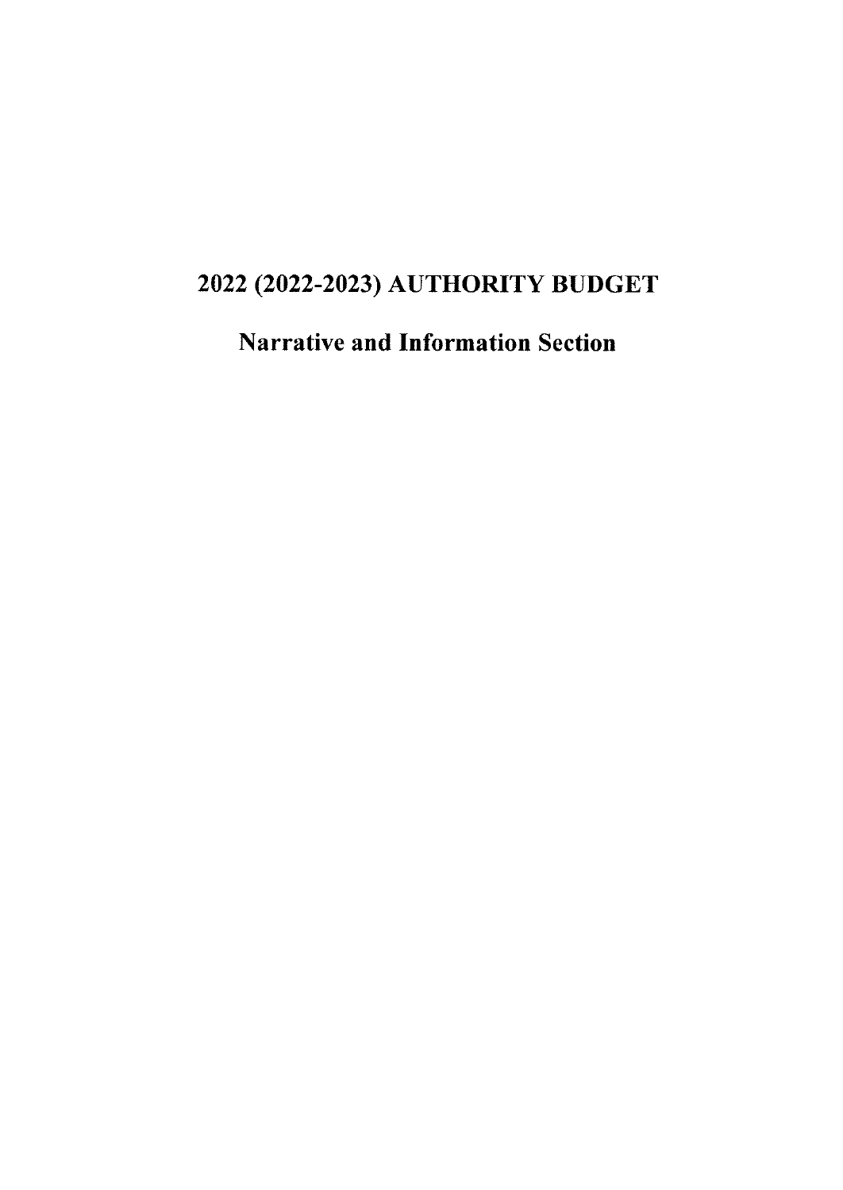# 2022 (2022-2023) AUTHORITY BUDGET

## Narrative and Information Section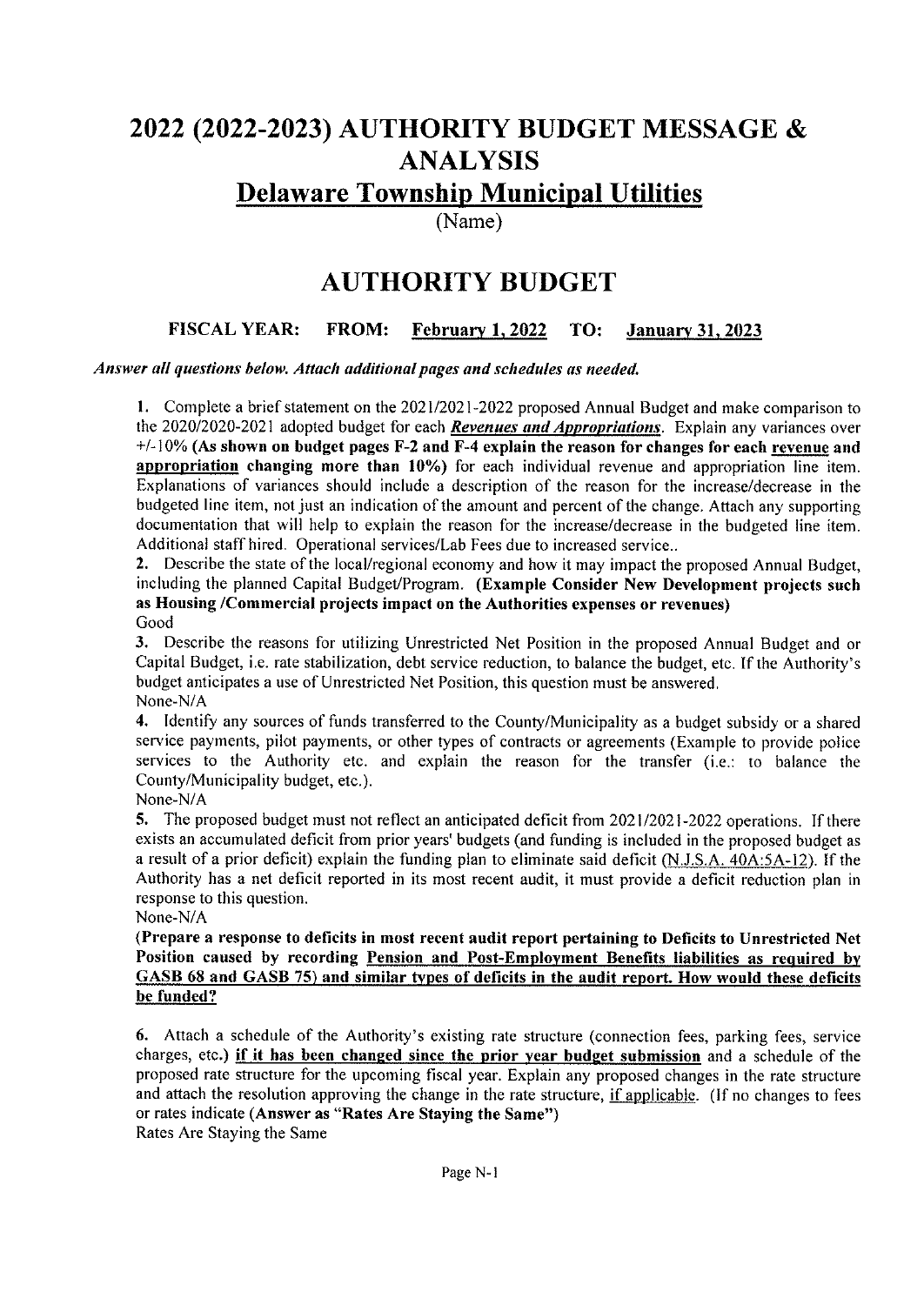# 2022 (2022-2023) AUTHORITY BUDGET MESSAGE & ANALYSIS

## <u>Delaware Township Municipal Utilities</u>

(Name)

# AUTHORITY BUDGET

**FISCAL YEAR: FROM: <u>February 1, 2022</u> TO: <u>January 31, 2023</u>**

***Answer all questions below. Attach additional pages and schedules as needed.***

**1.** Complete a brief statement on the 2021/2021-2022 proposed Annual Budget and make comparison to the 2020/2020-2021 adopted budget for each ***<u>Revenues and Appropriations</u>***. Explain any variances over +/-10% **(As shown on budget pages F-2 and F-4 explain the reason for changes for each <u>revenue</u> and <u>appropriation</u> changing more than 10%)** for each individual revenue and appropriation line item. Explanations of variances should include a description of the reason for the increase/decrease in the budgeted line item, not just an indication of the amount and percent of the change. Attach any supporting documentation that will help to explain the reason for the increase/decrease in the budgeted line item. Additional staff hired. Operational services/Lab Fees due to increased service..

**2.** Describe the state of the local/regional economy and how it may impact the proposed Annual Budget, including the planned Capital Budget/Program. **(Example Consider New Development projects such as Housing /Commercial projects impact on the Authorities expenses or revenues)**
Good

**3.** Describe the reasons for utilizing Unrestricted Net Position in the proposed Annual Budget and or Capital Budget, i.e. rate stabilization, debt service reduction, to balance the budget, etc. If the Authority's budget anticipates a use of Unrestricted Net Position, this question must be answered.
None-N/A

**4.** Identify any sources of funds transferred to the County/Municipality as a budget subsidy or a shared service payments, pilot payments, or other types of contracts or agreements (Example to provide police services to the Authority etc. and explain the reason for the transfer (i.e.: to balance the County/Municipality budget, etc.).
None-N/A

**5.** The proposed budget must not reflect an anticipated deficit from 2021/2021-2022 operations. If there exists an accumulated deficit from prior years' budgets (and funding is included in the proposed budget as a result of a prior deficit) explain the funding plan to eliminate said deficit (<u>N.J.S.A. 40A:5A-12</u>). If the Authority has a net deficit reported in its most recent audit, it must provide a deficit reduction plan in response to this question.
None-N/A

**(Prepare a response to deficits in most recent audit report pertaining to Deficits to Unrestricted Net Position caused by recording <u>Pension and Post-Employment Benefits liabilities as required by GASB 68 and GASB 75</u>) <u>and similar types of deficits in the audit report. How would these deficits be funded?</u>**

**6.** Attach a schedule of the Authority's existing rate structure (connection fees, parking fees, service charges, etc.) **<u>if it has been changed since the prior year budget submission</u>** and a schedule of the proposed rate structure for the upcoming fiscal year. Explain any proposed changes in the rate structure and attach the resolution approving the change in the rate structure, <u>if applicable</u>. (If no changes to fees or rates indicate **(Answer as "Rates Are Staying the Same")**
Rates Are Staying the Same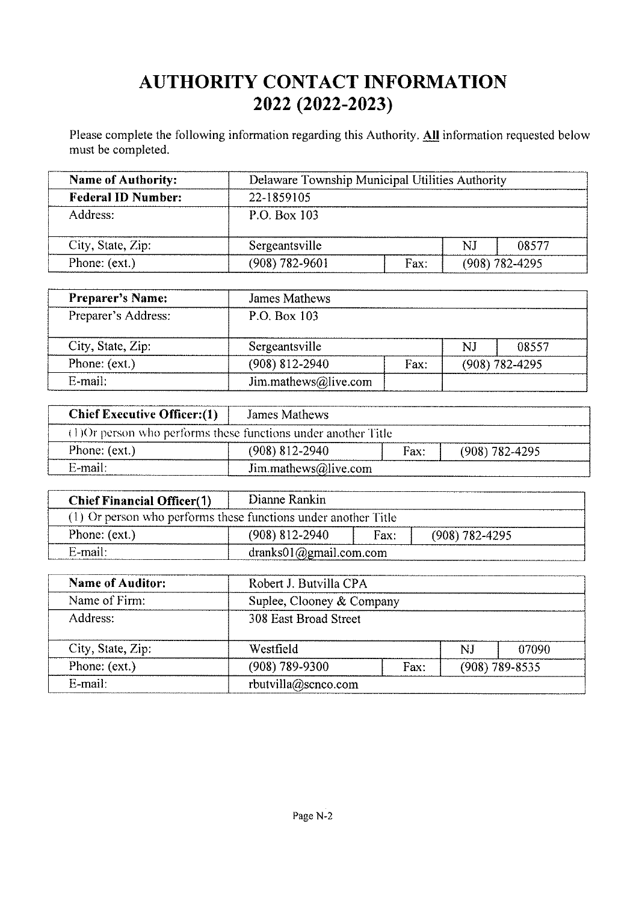# AUTHORITY CONTACT INFORMATION
# 2022 (2022-2023)

Please complete the following information regarding this Authority. **All** information requested below must be completed.

| **Name of Authority:** | Delaware Township Municipal Utilities Authority | | | |
|---|---|---|---|---|
| **Federal ID Number:** | 22-1859105 | | | |
| Address: | P.O. Box 103 | | | |
| City, State, Zip: | Sergeantsville | | NJ | 08577 |
| Phone: (ext.) | (908) 782-9601 | Fax: | (908) 782-4295 | |

| **Preparer's Name:** | James Mathews | | | |
|---|---|---|---|---|
| Preparer's Address: | P.O. Box 103 | | | |
| City, State, Zip: | Sergeantsville | | NJ | 08557 |
| Phone: (ext.) | (908) 812-2940 | Fax: | (908) 782-4295 | |
| E-mail: | Jim.mathews@live.com | | | |

| **Chief Executive Officer:(1)** | James Mathews | | |
|---|---|---|---|
| (1)Or person who performs these functions under another Title | | | |
| Phone: (ext.) | (908) 812-2940 | Fax: | (908) 782-4295 |
| E-mail: | Jim.mathews@live.com | | |

| **Chief Financial Officer(1)** | Dianne Rankin | | |
|---|---|---|---|
| (1) Or person who performs these functions under another Title | | | |
| Phone: (ext.) | (908) 812-2940 | Fax: | (908) 782-4295 |
| E-mail: | dranks01@gmail.com.com | | |

| **Name of Auditor:** | Robert J. Butvilla CPA | | | |
|---|---|---|---|---|
| Name of Firm: | Suplee, Clooney & Company | | | |
| Address: | 308 East Broad Street | | | |
| City, State, Zip: | Westfield | | NJ | 07090 |
| Phone: (ext.) | (908) 789-9300 | Fax: | (908) 789-8535 | |
| E-mail: | rbutvilla@scnco.com | | | |

Page N-2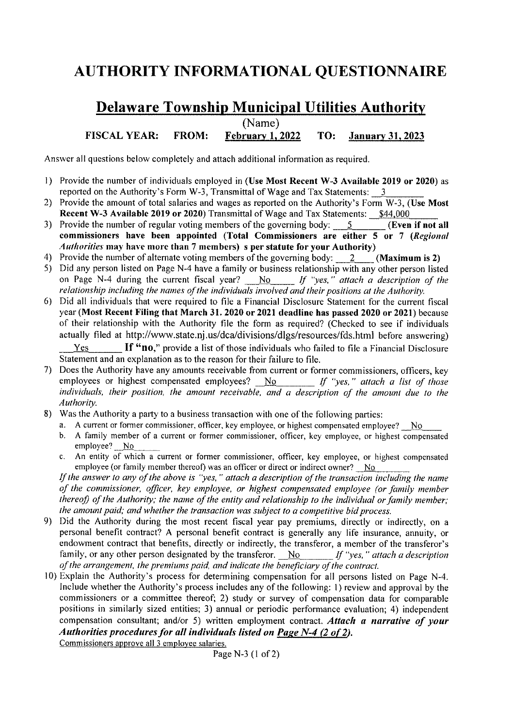# AUTHORITY INFORMATIONAL QUESTIONNAIRE

## Delaware Township Municipal Utilities Authority

(Name)

**FISCAL YEAR: FROM: February 1, 2022 TO: January 31, 2023**

Answer all questions below completely and attach additional information as required.

1) Provide the number of individuals employed in **(Use Most Recent W-3 Available 2019 or 2020)** as reported on the Authority's Form W-3, Transmittal of Wage and Tax Statements: 3
2) Provide the amount of total salaries and wages as reported on the Authority's Form W-3, **(Use Most Recent W-3 Available 2019 or 2020)** Transmittal of Wage and Tax Statements: $44,000
3) Provide the number of regular voting members of the governing body: 5 **(Even if not all commissioners have been appointed (Total Commissioners are either 5 or 7 (*Regional Authorities* may have more than 7 members) s per statute for your Authority)**
4) Provide the number of alternate voting members of the governing body: 2 **(Maximum is 2)**
5) Did any person listed on Page N-4 have a family or business relationship with any other person listed on Page N-4 during the current fiscal year? No *If "yes," attach a description of the relationship including the names of the individuals involved and their positions at the Authority.*
6) Did all individuals that were required to file a Financial Disclosure Statement for the current fiscal year **(Most Recent Filing that March 31. 2020 or 2021 deadline has passed 2020 or 2021)** because of their relationship with the Authority file the form as required? (Checked to see if individuals actually filed at http://www.state.nj.us/dca/divisions/dlgs/resources/fds.html before answering) Yes **If "no,"** provide a list of those individuals who failed to file a Financial Disclosure Statement and an explanation as to the reason for their failure to file.
7) Does the Authority have any amounts receivable from current or former commissioners, officers, key employees or highest compensated employees? No *If "yes," attach a list of those individuals, their position, the amount receivable, and a description of the amount due to the Authority.*
8) Was the Authority a party to a business transaction with one of the following parties:
   a. A current or former commissioner, officer, key employee, or highest compensated employee? No
   b. A family member of a current or former commissioner, officer, key employee, or highest compensated employee? No
   c. An entity of which a current or former commissioner, officer, key employee, or highest compensated employee (or family member thereof) was an officer or direct or indirect owner? No

   *If the answer to any of the above is "yes," attach a description of the transaction including the name of the commissioner, officer, key employee, or highest compensated employee (or family member thereof) of the Authority; the name of the entity and relationship to the individual or family member; the amount paid; and whether the transaction was subject to a competitive bid process.*
9) Did the Authority during the most recent fiscal year pay premiums, directly or indirectly, on a personal benefit contract? A personal benefit contract is generally any life insurance, annuity, or endowment contract that benefits, directly or indirectly, the transferor, a member of the transferor's family, or any other person designated by the transferor. No *If "yes," attach a description of the arrangement, the premiums paid, and indicate the beneficiary of the contract.*
10) Explain the Authority's process for determining compensation for all persons listed on Page N-4. Include whether the Authority's process includes any of the following: 1) review and approval by the commissioners or a committee thereof; 2) study or survey of compensation data for comparable positions in similarly sized entities; 3) annual or periodic performance evaluation; 4) independent compensation consultant; and/or 5) written employment contract. ***Attach a narrative of your Authorities procedures for all individuals listed on Page N-4 (2 of 2).***

    Commissioners approve all 3 employee salaries.

Page N-3 (1 of 2)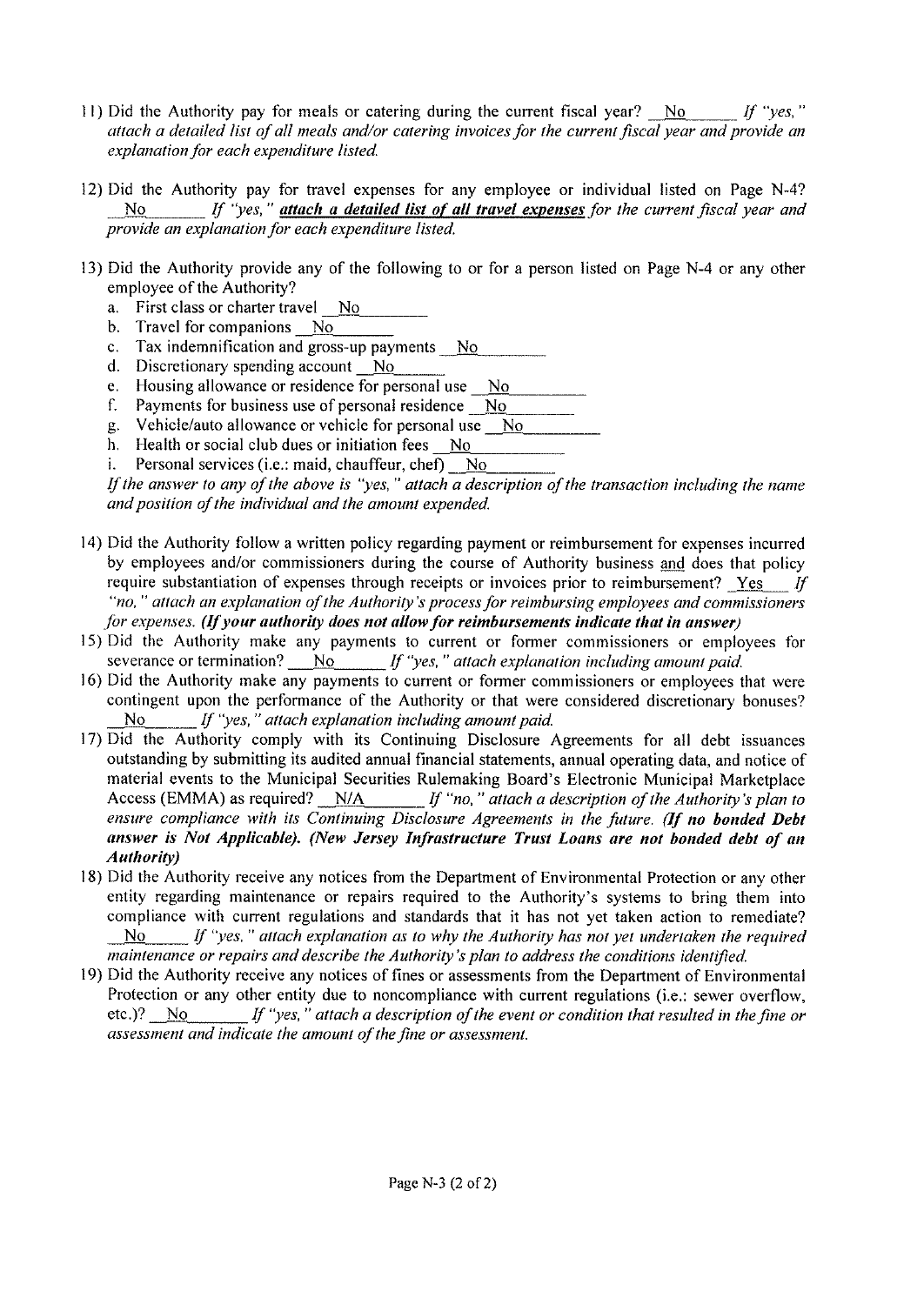11) Did the Authority pay for meals or catering during the current fiscal year? \_\_No\_\_\_\_\_ *If "yes," attach a detailed list of all meals and/or catering invoices for the current fiscal year and provide an explanation for each expenditure listed.*

12) Did the Authority pay for travel expenses for any employee or individual listed on Page N-4? \_\_No\_\_\_\_\_ *If "yes," **attach a detailed list of all travel expenses** for the current fiscal year and provide an explanation for each expenditure listed.*

13) Did the Authority provide any of the following to or for a person listed on Page N-4 or any other employee of the Authority?
   a. First class or charter travel \_\_No\_\_\_\_\_
   b. Travel for companions \_\_No\_\_\_\_\_
   c. Tax indemnification and gross-up payments \_\_No\_\_\_\_\_
   d. Discretionary spending account \_\_No\_\_\_\_\_
   e. Housing allowance or residence for personal use \_\_No\_\_\_\_\_
   f. Payments for business use of personal residence \_\_No\_\_\_\_\_
   g. Vehicle/auto allowance or vehicle for personal use \_\_No\_\_\_\_\_
   h. Health or social club dues or initiation fees \_\_No\_\_\_\_\_
   i. Personal services (i.e.: maid, chauffeur, chef) \_\_No\_\_\_\_\_

   *If the answer to any of the above is "yes," attach a description of the transaction including the name and position of the individual and the amount expended.*

14) Did the Authority follow a written policy regarding payment or reimbursement for expenses incurred by employees and/or commissioners during the course of Authority business and does that policy require substantiation of expenses through receipts or invoices prior to reimbursement? \_\_Yes\_\_ *If "no," attach an explanation of the Authority's process for reimbursing employees and commissioners for expenses. **(If your authority does not allow for reimbursements indicate that in answer)***

15) Did the Authority make any payments to current or former commissioners or employees for severance or termination? \_\_No\_\_\_\_\_ *If "yes," attach explanation including amount paid.*

16) Did the Authority make any payments to current or former commissioners or employees that were contingent upon the performance of the Authority or that were considered discretionary bonuses? \_\_No\_\_\_\_\_ *If "yes," attach explanation including amount paid.*

17) Did the Authority comply with its Continuing Disclosure Agreements for all debt issuances outstanding by submitting its audited annual financial statements, annual operating data, and notice of material events to the Municipal Securities Rulemaking Board's Electronic Municipal Marketplace Access (EMMA) as required? \_\_N/A\_\_\_\_\_ *If "no," attach a description of the Authority's plan to ensure compliance with its Continuing Disclosure Agreements in the future. **(If no bonded Debt answer is Not Applicable). (New Jersey Infrastructure Trust Loans are not bonded debt of an Authority)***

18) Did the Authority receive any notices from the Department of Environmental Protection or any other entity regarding maintenance or repairs required to the Authority's systems to bring them into compliance with current regulations and standards that it has not yet taken action to remediate? \_\_No\_\_\_\_\_ *If "yes," attach explanation as to why the Authority has not yet undertaken the required maintenance or repairs and describe the Authority's plan to address the conditions identified.*

19) Did the Authority receive any notices of fines or assessments from the Department of Environmental Protection or any other entity due to noncompliance with current regulations (i.e.: sewer overflow, etc.)? \_\_No\_\_\_\_\_ *If "yes," attach a description of the event or condition that resulted in the fine or assessment and indicate the amount of the fine or assessment.*

Page N-3 (2 of 2)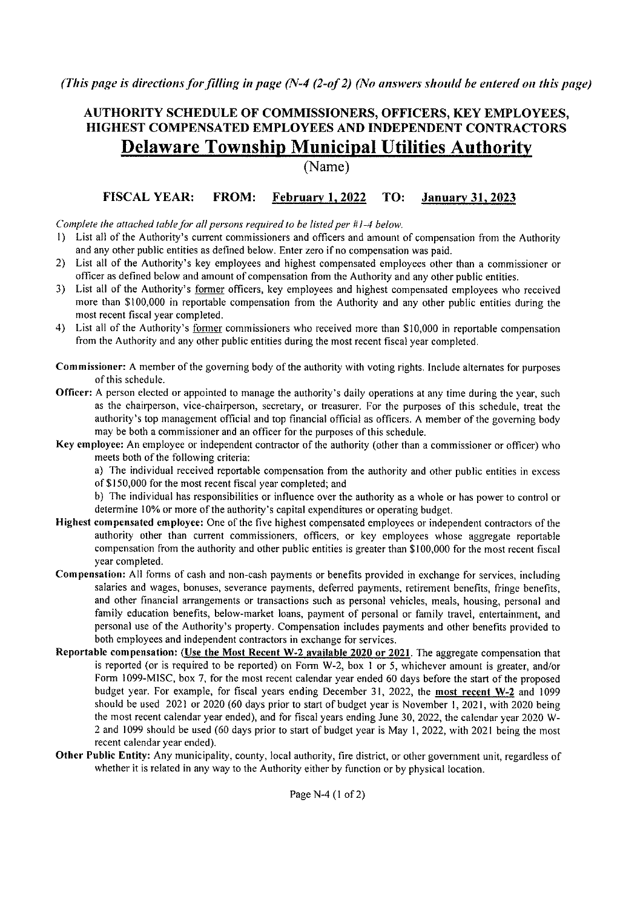*(This page is directions for filling in page (N-4 (2-of 2) (No answers should be entered on this page)*

## AUTHORITY SCHEDULE OF COMMISSIONERS, OFFICERS, KEY EMPLOYEES, HIGHEST COMPENSATED EMPLOYEES AND INDEPENDENT CONTRACTORS

# Delaware Township Municipal Utilities Authority

(Name)

**FISCAL YEAR: FROM: February 1, 2022 TO: January 31, 2023**

*Complete the attached table for all persons required to be listed per #1-4 below.*

1) List all of the Authority's current commissioners and officers and amount of compensation from the Authority and any other public entities as defined below. Enter zero if no compensation was paid.
2) List all of the Authority's key employees and highest compensated employees other than a commissioner or officer as defined below and amount of compensation from the Authority and any other public entities.
3) List all of the Authority's former officers, key employees and highest compensated employees who received more than $100,000 in reportable compensation from the Authority and any other public entities during the most recent fiscal year completed.
4) List all of the Authority's former commissioners who received more than $10,000 in reportable compensation from the Authority and any other public entities during the most recent fiscal year completed.

**Commissioner:** A member of the governing body of the authority with voting rights. Include alternates for purposes of this schedule.

**Officer:** A person elected or appointed to manage the authority's daily operations at any time during the year, such as the chairperson, vice-chairperson, secretary, or treasurer. For the purposes of this schedule, treat the authority's top management official and top financial official as officers. A member of the governing body may be both a commissioner and an officer for the purposes of this schedule.

**Key employee:** An employee or independent contractor of the authority (other than a commissioner or officer) who meets both of the following criteria:

a) The individual received reportable compensation from the authority and other public entities in excess of $150,000 for the most recent fiscal year completed; and

b) The individual has responsibilities or influence over the authority as a whole or has power to control or determine 10% or more of the authority's capital expenditures or operating budget.

**Highest compensated employee:** One of the five highest compensated employees or independent contractors of the authority other than current commissioners, officers, or key employees whose aggregate reportable compensation from the authority and other public entities is greater than $100,000 for the most recent fiscal year completed.

**Compensation:** All forms of cash and non-cash payments or benefits provided in exchange for services, including salaries and wages, bonuses, severance payments, deferred payments, retirement benefits, fringe benefits, and other financial arrangements or transactions such as personal vehicles, meals, housing, personal and family education benefits, below-market loans, payment of personal or family travel, entertainment, and personal use of the Authority's property. Compensation includes payments and other benefits provided to both employees and independent contractors in exchange for services.

**Reportable compensation: (Use the Most Recent W-2 available 2020 or 2021.** The aggregate compensation that is reported (or is required to be reported) on Form W-2, box 1 or 5, whichever amount is greater, and/or Form 1099-MISC, box 7, for the most recent calendar year ended 60 days before the start of the proposed budget year. For example, for fiscal years ending December 31, 2022, the **most recent W-2** and 1099 should be used 2021 or 2020 (60 days prior to start of budget year is November 1, 2021, with 2020 being the most recent calendar year ended), and for fiscal years ending June 30, 2022, the calendar year 2020 W-2 and 1099 should be used (60 days prior to start of budget year is May 1, 2022, with 2021 being the most recent calendar year ended).

**Other Public Entity:** Any municipality, county, local authority, fire district, or other government unit, regardless of whether it is related in any way to the Authority either by function or by physical location.

Page N-4 (1 of 2)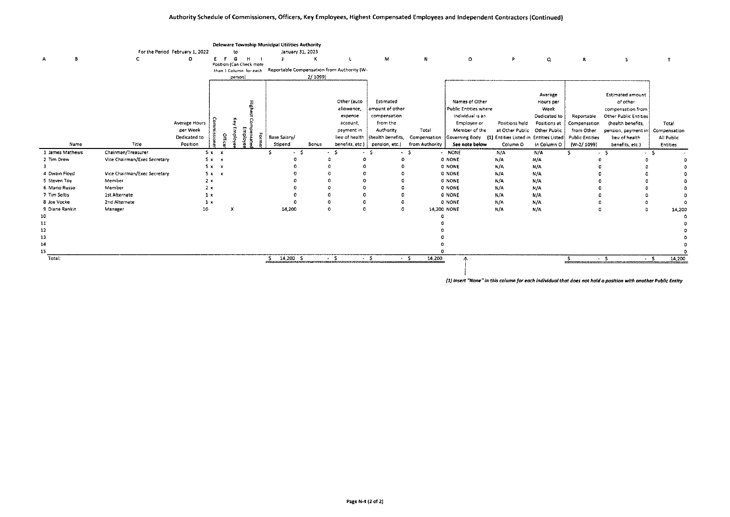## Authority Schedule of Commissioners, Officers, Key Employees, Highest Compensated Employees and Independent Contractors (Continued)

**Deleware Township Municipal Utilities Authority**

For the Period February 1, 2022 to January 31, 2023

| A | B | C | D | E | F | G | H | I | J | K | L | M | N | O | P | Q | R | S | T |
|---|---|---|---|---|---|---|---|---|---|---|---|---|---|---|---|---|---|---|---|
| | | | | Position (Can Check more than 1 Column for each person) | | | | | Reportable Compensation from Authority (W-2/ 1099) | | | | | | | | | | |
| | Name | Title | Average Hours per Week Dedicated to Position | Commissioner | Officer | Key Employee | Highest Compensated Employee | Former | Base Salary/ Stipend | Bonus | Other (auto allowance, expense account, payment in lieu of health benefits, etc.) | Estimated amount of other compensation from the Authority (health benefits, pension, etc.) | Total Compensation from Authority | Names of Other Public Entities where Individual is an Employee or Member of the Governing Body (1) See note below | Positions held at Other Public Entities Listed in Column O | Average Hours per Week Dedicated to Positions at Other Public Entities Listed in Column O | Reportable Compensation from Other Public Entities (W-2/ 1099) | Estimated amount of other compensation from Other Public Entities (health benefits, pension, payment in lieu of health benefits, etc.) | Total Compensation All Public Entities |
| 1 | James Mathews | Chairman/Treasurer | 5 | x | x | | | | $ - | $ - | $ - | $ - | $ - | NONE | N/A | N/A | $ - | $ - | $ - |
| 2 | Tim Drew | Vice Chairman/Exec Secretary | 5 | x | x | | | | 0 | 0 | 0 | 0 | 0 | NONE | N/A | N/A | 0 | 0 | 0 |
| 3 | | | 5 | x | x | | | | 0 | 0 | 0 | 0 | 0 | NONE | N/A | N/A | 0 | 0 | 0 |
| 4 | Dwain Floyd | Vice Chairman/Exec Secretary | 5 | x | x | | | | 0 | 0 | 0 | 0 | 0 | NONE | N/A | N/A | 0 | 0 | 0 |
| 5 | Steven Toy | Member | 2 | x | | | | | 0 | 0 | 0 | 0 | 0 | NONE | N/A | N/A | 0 | 0 | 0 |
| 6 | Mario Russo | Member | 2 | x | | | | | 0 | 0 | 0 | 0 | 0 | NONE | N/A | N/A | 0 | 0 | 0 |
| 7 | Tim Soltis | 1st Alternate | 1 | x | | | | | 0 | 0 | 0 | 0 | 0 | NONE | N/A | N/A | 0 | 0 | 0 |
| 8 | Joe Vocke | 2nd Alternate | 1 | x | | | | | 0 | 0 | 0 | 0 | 0 | NONE | N/A | N/A | 0 | 0 | 0 |
| 9 | Diane Rankin | Manager | 10 | | | X | | | 14,200 | 0 | 0 | 0 | 14,200 | NONE | N/A | N/A | 0 | 0 | 14,200 |
| 10 | | | | | | | | | | | | | 0 | | | | | | 0 |
| 11 | | | | | | | | | | | | | 0 | | | | | | 0 |
| 12 | | | | | | | | | | | | | 0 | | | | | | 0 |
| 13 | | | | | | | | | | | | | 0 | | | | | | 0 |
| 14 | | | | | | | | | | | | | 0 | | | | | | 0 |
| 15 | | | | | | | | | | | | | 0 | | | | | | 0 |
| | Total: | | | | | | | | $ 14,200 | $ - | $ - | $ - | $ 14,200 | | | | $ - | $ - | $ 14,200 |

*(1) Insert "None" in this column for each individual that does not hold a position with another Public Entity*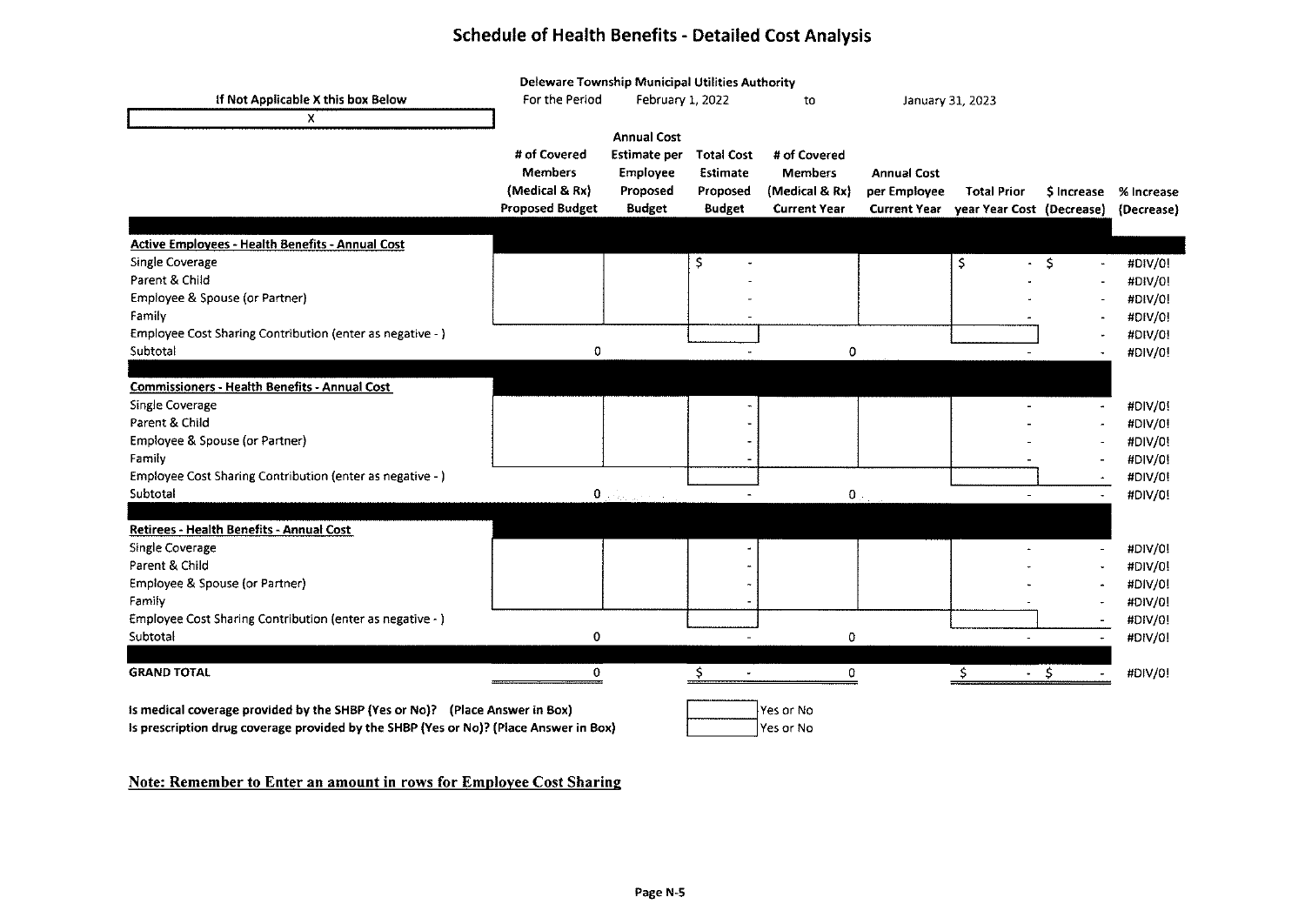# Schedule of Health Benefits - Detailed Cost Analysis

Deleware Township Municipal Utilities Authority

For the Period February 1, 2022 to January 31, 2023

If Not Applicable X this box Below

X

| | # of Covered Members (Medical & Rx) Proposed Budget | Annual Cost Estimate per Employee Proposed Budget | Total Cost Estimate Proposed Budget | # of Covered Members (Medical & Rx) Current Year | Annual Cost per Employee Current Year | Total Prior year Year Cost | $ Increase (Decrease) | % Increase (Decrease) |
|---|---|---|---|---|---|---|---|---|
| **Active Employees - Health Benefits - Annual Cost** | | | | | | | | |
| Single Coverage | | | $ - | | | $ - | $ - | #DIV/0! |
| Parent & Child | | | - | | | - | - | #DIV/0! |
| Employee & Spouse (or Partner) | | | - | | | - | - | #DIV/0! |
| Family | | | - | | | - | - | #DIV/0! |
| Employee Cost Sharing Contribution (enter as negative - ) | | | | | | | - | #DIV/0! |
| Subtotal | 0 | | - | 0 | | - | - | #DIV/0! |
| **Commissioners - Health Benefits - Annual Cost** | | | | | | | | |
| Single Coverage | | | - | | | - | - | #DIV/0! |
| Parent & Child | | | - | | | - | - | #DIV/0! |
| Employee & Spouse (or Partner) | | | - | | | - | - | #DIV/0! |
| Family | | | - | | | - | - | #DIV/0! |
| Employee Cost Sharing Contribution (enter as negative - ) | | | | | | | - | #DIV/0! |
| Subtotal | 0 | | - | 0 | | - | - | #DIV/0! |
| **Retirees - Health Benefits - Annual Cost** | | | | | | | | |
| Single Coverage | | | - | | | - | - | #DIV/0! |
| Parent & Child | | | - | | | - | - | #DIV/0! |
| Employee & Spouse (or Partner) | | | - | | | - | - | #DIV/0! |
| Family | | | - | | | - | - | #DIV/0! |
| Employee Cost Sharing Contribution (enter as negative - ) | | | | | | | - | #DIV/0! |
| Subtotal | 0 | | - | 0 | | - | - | #DIV/0! |
| **GRAND TOTAL** | 0 | | $ - | 0 | | $ - | $ - | #DIV/0! |

Is medical coverage provided by the SHBP (Yes or No)? (Place Answer in Box) [ ] Yes or No

Is prescription drug coverage provided by the SHBP (Yes or No)? (Place Answer in Box) [ ] Yes or No

**Note: Remember to Enter an amount in rows for Employee Cost Sharing**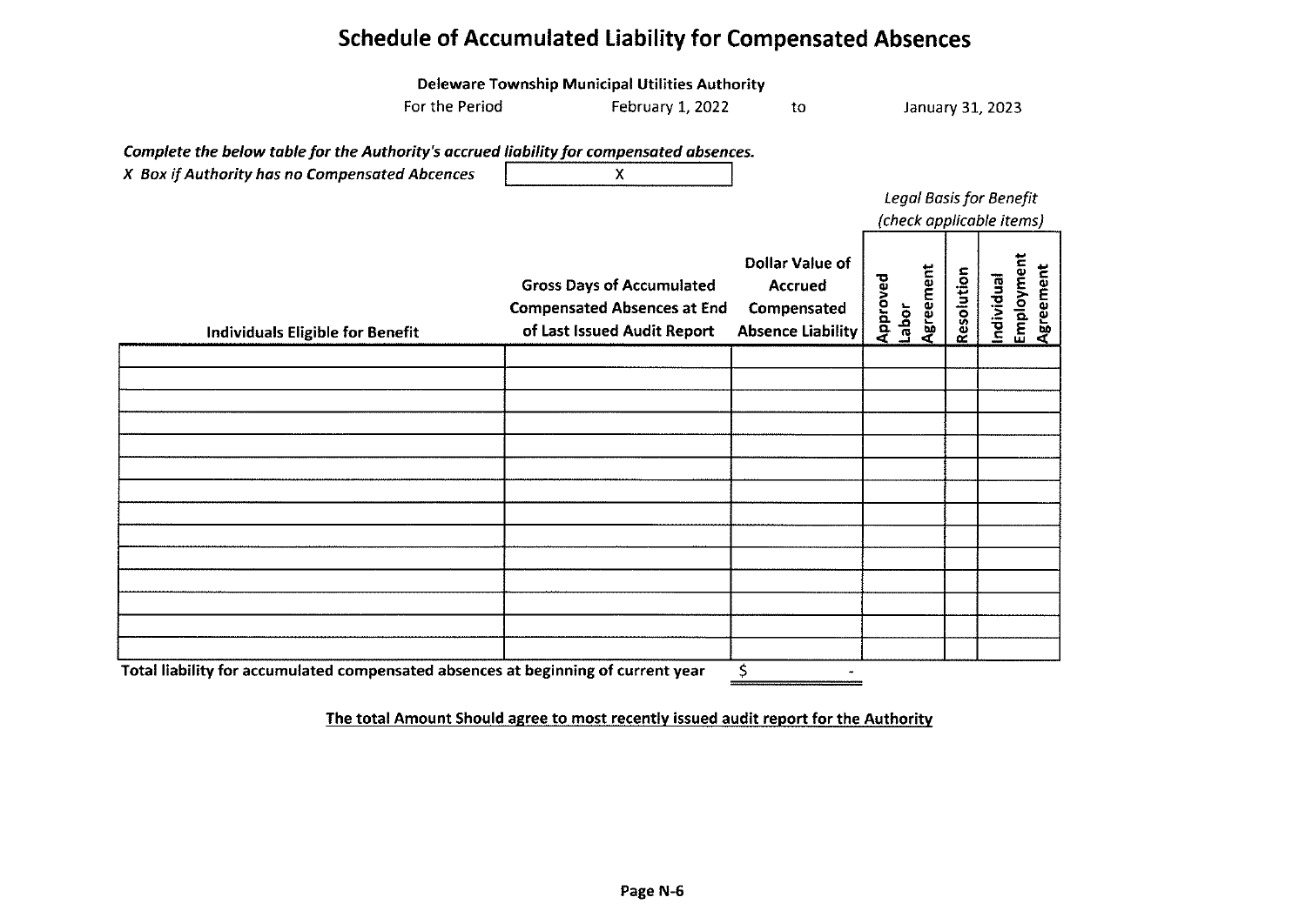# Schedule of Accumulated Liability for Compensated Absences

**Deleware Township Municipal Utilities Authority**

For the Period February 1, 2022 to January 31, 2023

***Complete the below table for the Authority's accrued liability for compensated absences.***

***X Box if Authority has no Compensated Abcences*** X

| Individuals Eligible for Benefit | Gross Days of Accumulated Compensated Absences at End of Last Issued Audit Report | Dollar Value of Accrued Compensated Absence Liability | *Legal Basis for Benefit (check applicable items)* Approved Labor Agreement | Resolution | Individual Employment Agreement |
|---|---|---|---|---|---|
| | | | | | |
| | | | | | |
| | | | | | |
| | | | | | |
| | | | | | |
| | | | | | |
| | | | | | |
| | | | | | |
| | | | | | |
| | | | | | |
| | | | | | |
| | | | | | |
| | | | | | |
| | | | | | |

**Total liability for accumulated compensated absences at beginning of current year** $ -

**The total Amount Should agree to most recently issued audit report for the Authority**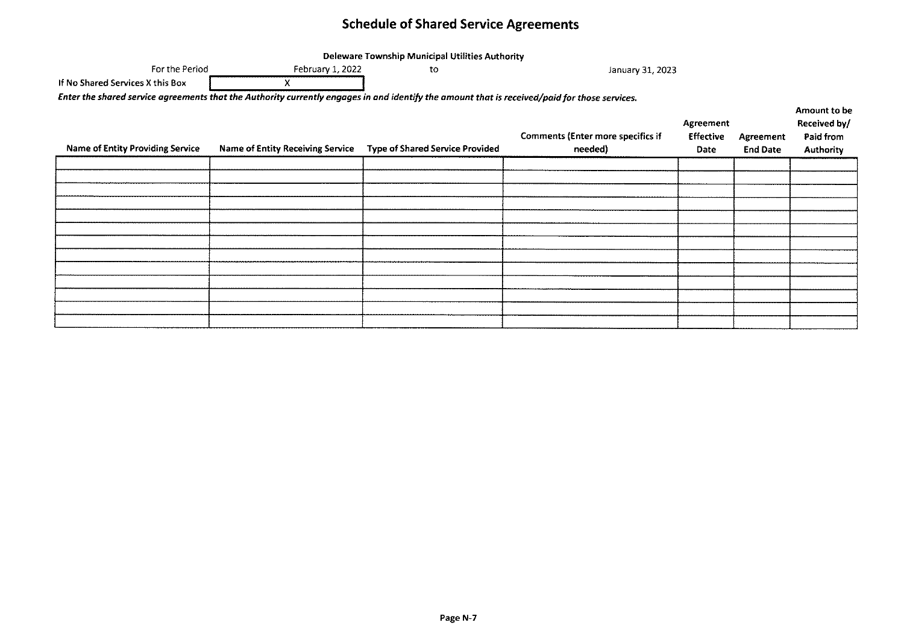# Schedule of Shared Service Agreements

**Deleware Township Municipal Utilities Authority**

For the Period February 1, 2022 to January 31, 2023

**If No Shared Services X this Box** X

***Enter the shared service agreements that the Authority currently engages in and identify the amount that is received/paid for those services.***

| Name of Entity Providing Service | Name of Entity Receiving Service | Type of Shared Service Provided | Comments (Enter more specifics if needed) | Agreement Effective Date | Agreement End Date | Amount to be Received by/ Paid from Authority |
|---|---|---|---|---|---|---|
| | | | | | | |
| | | | | | | |
| | | | | | | |
| | | | | | | |
| | | | | | | |
| | | | | | | |
| | | | | | | |
| | | | | | | |
| | | | | | | |
| | | | | | | |
| | | | | | | |
| | | | | | | |
| | | | | | | |

Page N-7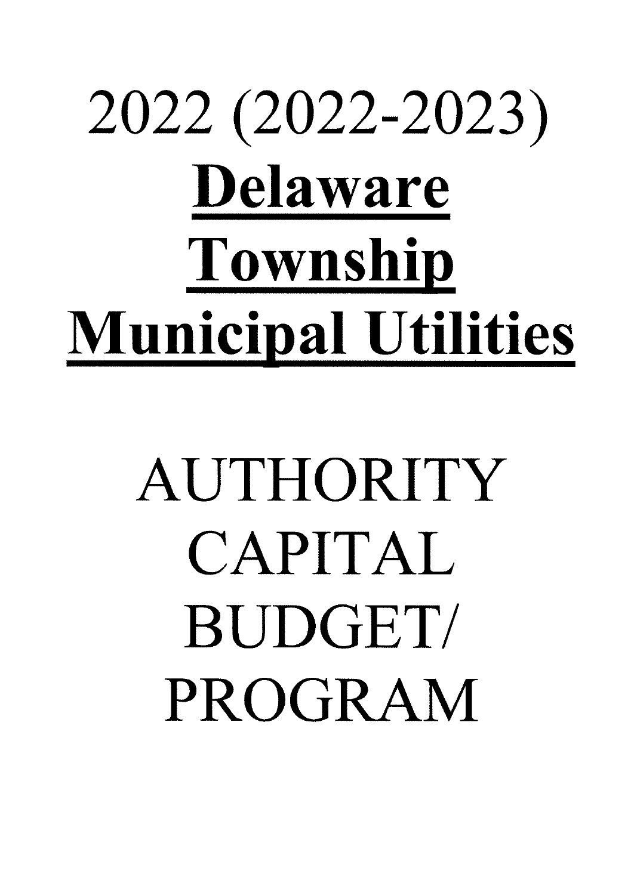# 2022 (2022-2023)

# **Delaware Township Municipal Utilities**

# AUTHORITY CAPITAL BUDGET/ PROGRAM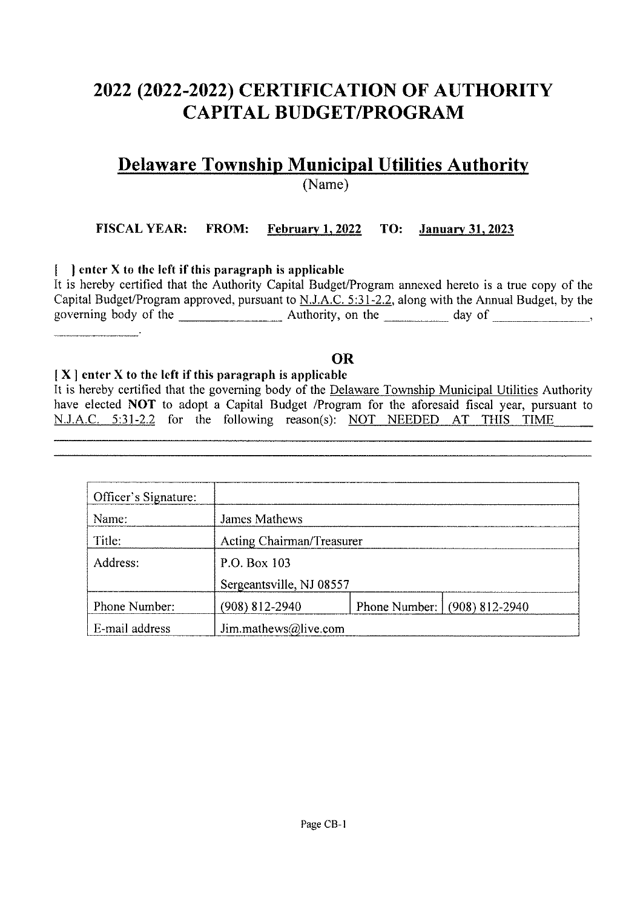# 2022 (2022-2022) CERTIFICATION OF AUTHORITY CAPITAL BUDGET/PROGRAM

## Delaware Township Municipal Utilities Authority

(Name)

**FISCAL YEAR: FROM: February 1, 2022 TO: January 31, 2023**

**[ ] enter X to the left if this paragraph is applicable**

It is hereby certified that the Authority Capital Budget/Program annexed hereto is a true copy of the Capital Budget/Program approved, pursuant to N.J.A.C. 5:31-2.2, along with the Annual Budget, by the governing body of the ______________ Authority, on the __________ day of ______________, ______________.

**OR**

**[ X ] enter X to the left if this paragraph is applicable**

It is hereby certified that the governing body of the Delaware Township Municipal Utilities Authority have elected **NOT** to adopt a Capital Budget /Program for the aforesaid fiscal year, pursuant to N.J.A.C. 5:31-2.2 for the following reason(s): NOT NEEDED AT THIS TIME

| Officer's Signature: | | | |
|---|---|---|---|
| Name: | James Mathews | | |
| Title: | Acting Chairman/Treasurer | | |
| Address: | P.O. Box 103<br>Sergeantsville, NJ 08557 | | |
| Phone Number: | (908) 812-2940 | Phone Number: | (908) 812-2940 |
| E-mail address | Jim.mathews@live.com | | |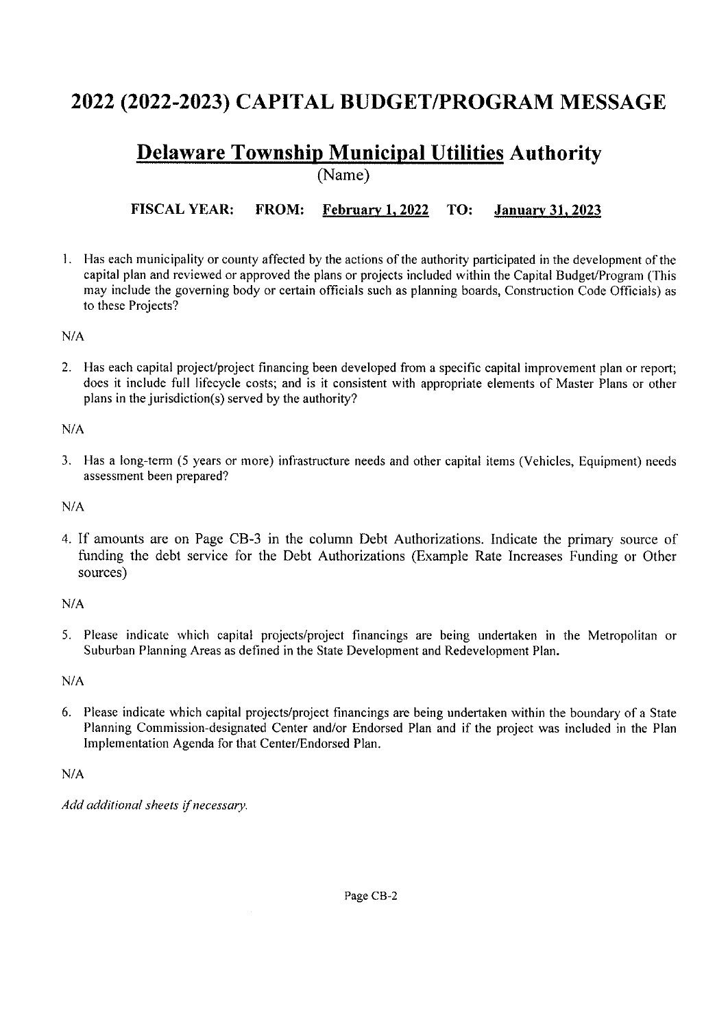# 2022 (2022-2023) CAPITAL BUDGET/PROGRAM MESSAGE

## <u>Delaware Township Municipal Utilities</u> Authority

(Name)

**FISCAL YEAR: FROM: <u>February 1, 2022</u> TO: <u>January 31, 2023</u>**

1. Has each municipality or county affected by the actions of the authority participated in the development of the capital plan and reviewed or approved the plans or projects included within the Capital Budget/Program (This may include the governing body or certain officials such as planning boards, Construction Code Officials) as to these Projects?

N/A

2. Has each capital project/project financing been developed from a specific capital improvement plan or report; does it include full lifecycle costs; and is it consistent with appropriate elements of Master Plans or other plans in the jurisdiction(s) served by the authority?

N/A

3. Has a long-term (5 years or more) infrastructure needs and other capital items (Vehicles, Equipment) needs assessment been prepared?

N/A

4. If amounts are on Page CB-3 in the column Debt Authorizations. Indicate the primary source of funding the debt service for the Debt Authorizations (Example Rate Increases Funding or Other sources)

N/A

5. Please indicate which capital projects/project financings are being undertaken in the Metropolitan or Suburban Planning Areas as defined in the State Development and Redevelopment Plan.

N/A

6. Please indicate which capital projects/project financings are being undertaken within the boundary of a State Planning Commission-designated Center and/or Endorsed Plan and if the project was included in the Plan Implementation Agenda for that Center/Endorsed Plan.

N/A

*Add additional sheets if necessary.*

Page CB-2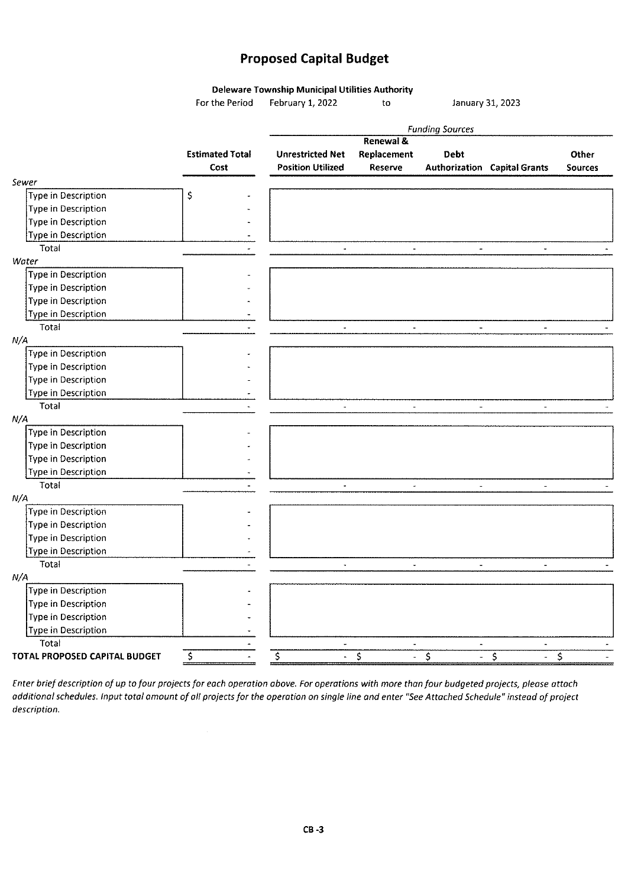# Proposed Capital Budget

**Deleware Township Municipal Utilities Authority**

For the Period February 1, 2022 to January 31, 2023

| | Estimated Total Cost | Funding Sources | | | | |
|---|---|---|---|---|---|---|
| | | Unrestricted Net Position Utilized | Renewal & Replacement Reserve | Debt Authorization | Capital Grants | Other Sources |
| *Sewer* | | | | | | |
| Type in Description | $ - | | | | | |
| Type in Description | - | | | | | |
| Type in Description | - | | | | | |
| Type in Description | - | | | | | |
| Total | - | - | - | - | - | - |
| *Water* | | | | | | |
| Type in Description | - | | | | | |
| Type in Description | - | | | | | |
| Type in Description | - | | | | | |
| Type in Description | - | | | | | |
| Total | - | - | - | - | - | - |
| *N/A* | | | | | | |
| Type in Description | - | | | | | |
| Type in Description | - | | | | | |
| Type in Description | - | | | | | |
| Type in Description | - | | | | | |
| Total | - | - | - | - | - | - |
| *N/A* | | | | | | |
| Type in Description | - | | | | | |
| Type in Description | - | | | | | |
| Type in Description | - | | | | | |
| Type in Description | - | | | | | |
| Total | - | - | - | - | - | - |
| *N/A* | | | | | | |
| Type in Description | - | | | | | |
| Type in Description | - | | | | | |
| Type in Description | - | | | | | |
| Type in Description | - | | | | | |
| Total | - | - | - | - | - | - |
| *N/A* | | | | | | |
| Type in Description | - | | | | | |
| Type in Description | - | | | | | |
| Type in Description | - | | | | | |
| Type in Description | - | | | | | |
| Total | - | - | - | - | - | - |
| **TOTAL PROPOSED CAPITAL BUDGET** | $ - | $ - | $ - | $ - | $ - | $ - |

*Enter brief description of up to four projects for each operation above. For operations with more than four budgeted projects, please attach additional schedules. Input total amount of all projects for the operation on single line and enter "See Attached Schedule" instead of project description.*

CB -3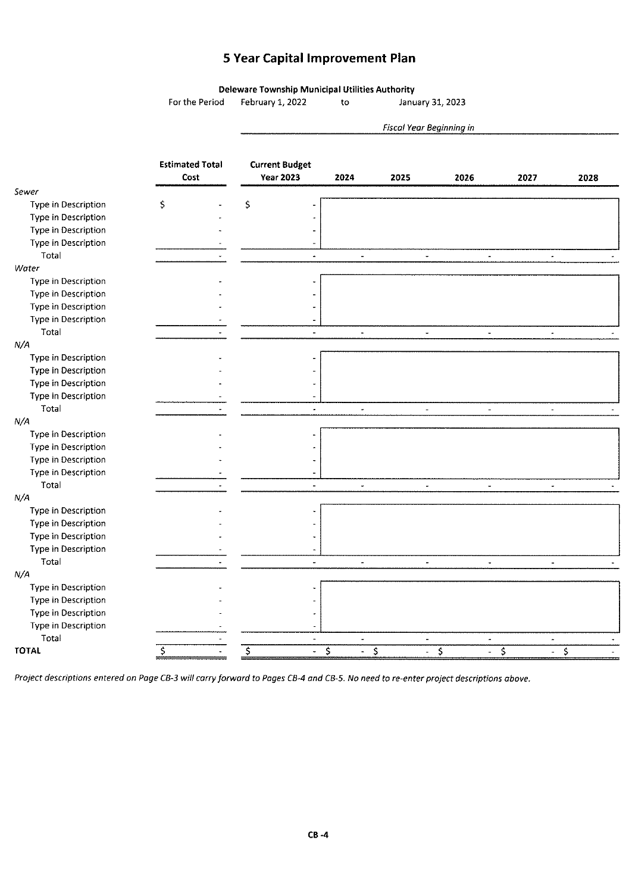# 5 Year Capital Improvement Plan

**Deleware Township Municipal Utilities Authority**

For the Period February 1, 2022 to January 31, 2023

| | Estimated Total Cost | Current Budget Year 2023 | *Fiscal Year Beginning in* 2024 | 2025 | 2026 | 2027 | 2028 |
|---|---|---|---|---|---|---|---|
| *Sewer* | | | | | | | |
| Type in Description | $ - | $ - | | | | | |
| Type in Description | - | - | | | | | |
| Type in Description | - | - | | | | | |
| Type in Description | - | - | | | | | |
| Total | - | - | - | - | - | - | - |
| *Water* | | | | | | | |
| Type in Description | - | - | | | | | |
| Type in Description | - | - | | | | | |
| Type in Description | - | - | | | | | |
| Type in Description | - | - | | | | | |
| Total | - | - | - | - | - | - | - |
| *N/A* | | | | | | | |
| Type in Description | - | - | | | | | |
| Type in Description | - | - | | | | | |
| Type in Description | - | - | | | | | |
| Type in Description | - | - | | | | | |
| Total | - | - | - | - | - | - | - |
| *N/A* | | | | | | | |
| Type in Description | - | - | | | | | |
| Type in Description | - | - | | | | | |
| Type in Description | - | - | | | | | |
| Type in Description | - | - | | | | | |
| Total | - | - | - | - | - | - | - |
| *N/A* | | | | | | | |
| Type in Description | - | - | | | | | |
| Type in Description | - | - | | | | | |
| Type in Description | - | - | | | | | |
| Type in Description | - | - | | | | | |
| Total | - | - | - | - | - | - | - |
| *N/A* | | | | | | | |
| Type in Description | - | - | | | | | |
| Type in Description | - | - | | | | | |
| Type in Description | - | - | | | | | |
| Type in Description | - | - | | | | | |
| Total | - | - | - | - | - | - | - |
| **TOTAL** | $ - | $ - | $ - | $ - | $ - | $ - | $ - |

*Project descriptions entered on Page CB-3 will carry forward to Pages CB-4 and CB-5. No need to re-enter project descriptions above.*

CB -4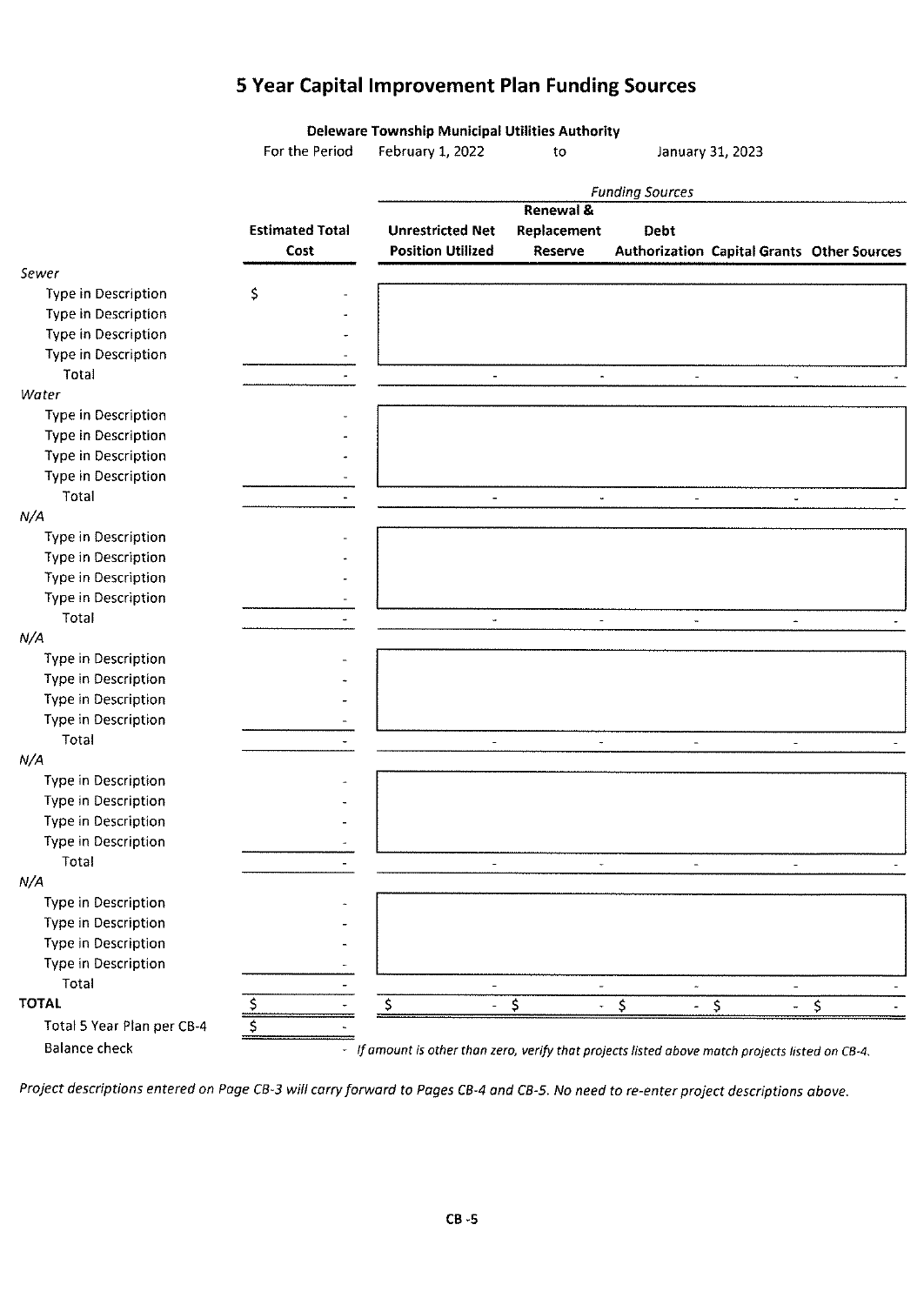# 5 Year Capital Improvement Plan Funding Sources

**Deleware Township Municipal Utilities Authority**

For the Period February 1, 2022 to January 31, 2023

| | Estimated Total Cost | *Funding Sources* | | | | |
|---|---|---|---|---|---|---|
| | | **Unrestricted Net Position Utilized** | **Renewal & Replacement Reserve** | **Debt Authorization** | **Capital Grants** | **Other Sources** |
| *Sewer* | | | | | | |
| Type in Description | $ - | | | | | |
| Type in Description | - | | | | | |
| Type in Description | - | | | | | |
| Type in Description | - | | | | | |
| Total | - | - | - | - | - | - |
| *Water* | | | | | | |
| Type in Description | - | | | | | |
| Type in Description | - | | | | | |
| Type in Description | - | | | | | |
| Type in Description | - | | | | | |
| Total | - | - | - | - | - | - |
| *N/A* | | | | | | |
| Type in Description | - | | | | | |
| Type in Description | - | | | | | |
| Type in Description | - | | | | | |
| Type in Description | - | | | | | |
| Total | - | - | - | - | - | - |
| *N/A* | | | | | | |
| Type in Description | - | | | | | |
| Type in Description | - | | | | | |
| Type in Description | - | | | | | |
| Type in Description | - | | | | | |
| Total | - | - | - | - | - | - |
| *N/A* | | | | | | |
| Type in Description | - | | | | | |
| Type in Description | - | | | | | |
| Type in Description | - | | | | | |
| Type in Description | - | | | | | |
| Total | - | - | - | - | - | - |
| *N/A* | | | | | | |
| Type in Description | - | | | | | |
| Type in Description | - | | | | | |
| Type in Description | - | | | | | |
| Type in Description | - | | | | | |
| Total | - | - | - | - | - | - |
| **TOTAL** | $ - | $ - | $ - | $ - | $ - | $ - |
| Total 5 Year Plan per CB-4 | $ - | | | | | |
| Balance check | - | *If amount is other than zero, verify that projects listed above match projects listed on CB-4.* | | | | |

*Project descriptions entered on Page CB-3 will carry forward to Pages CB-4 and CB-5. No need to re-enter project descriptions above.*

CB -5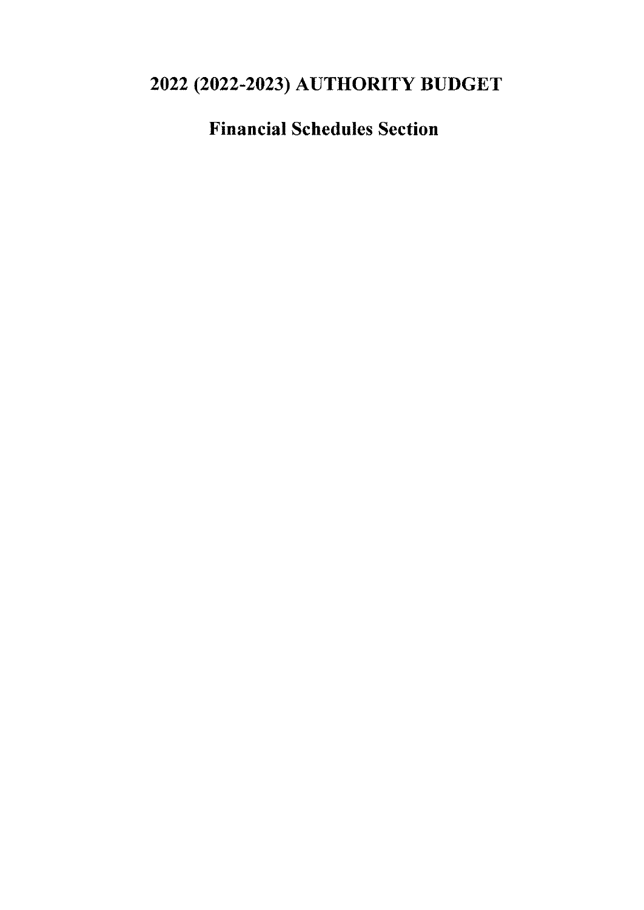# 2022 (2022-2023) AUTHORITY BUDGET

## Financial Schedules Section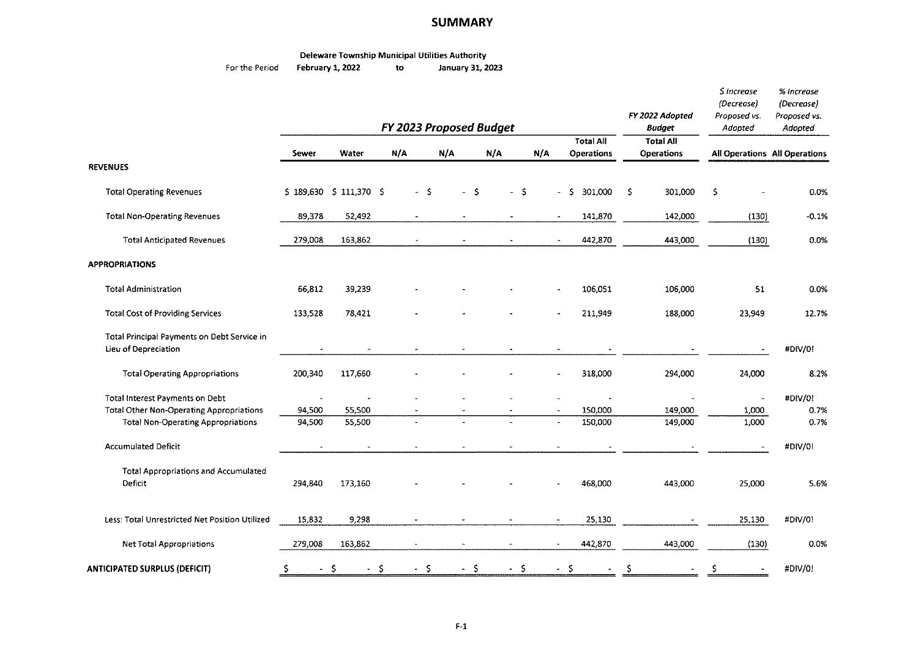# SUMMARY

**Deleware Township Municipal Utilities Authority**

For the Period **February 1, 2022** to **January 31, 2023**

| | FY 2023 Proposed Budget | | | | | | | FY 2022 Adopted Budget | $ Increase (Decrease) Proposed vs. Adopted | % Increase (Decrease) Proposed vs. Adopted |
|---|---|---|---|---|---|---|---|---|---|---|
| | **Sewer** | **Water** | **N/A** | **N/A** | **N/A** | **N/A** | **Total All Operations** | **Total All Operations** | **All Operations** | **All Operations** |
| **REVENUES** | | | | | | | | | | |
| Total Operating Revenues | $ 189,630 | $ 111,370 | $ - | $ - | $ - | $ - | $ 301,000 | $ 301,000 | $ - | 0.0% |
| Total Non-Operating Revenues | 89,378 | 52,492 | - | - | - | - | 141,870 | 142,000 | (130) | -0.1% |
| Total Anticipated Revenues | 279,008 | 163,862 | - | - | - | - | 442,870 | 443,000 | (130) | 0.0% |
| **APPROPRIATIONS** | | | | | | | | | | |
| Total Administration | 66,812 | 39,239 | - | - | - | - | 106,051 | 106,000 | 51 | 0.0% |
| Total Cost of Providing Services | 133,528 | 78,421 | - | - | - | - | 211,949 | 188,000 | 23,949 | 12.7% |
| Total Principal Payments on Debt Service in Lieu of Depreciation | - | - | - | - | - | - | - | - | - | #DIV/0! |
| Total Operating Appropriations | 200,340 | 117,660 | - | - | - | - | 318,000 | 294,000 | 24,000 | 8.2% |
| Total Interest Payments on Debt | - | - | - | - | - | - | - | - | - | #DIV/0! |
| Total Other Non-Operating Appropriations | 94,500 | 55,500 | - | - | - | - | 150,000 | 149,000 | 1,000 | 0.7% |
| Total Non-Operating Appropriations | 94,500 | 55,500 | - | - | - | - | 150,000 | 149,000 | 1,000 | 0.7% |
| Accumulated Deficit | - | - | - | - | - | - | - | - | - | #DIV/0! |
| Total Appropriations and Accumulated Deficit | 294,840 | 173,160 | - | - | - | - | 468,000 | 443,000 | 25,000 | 5.6% |
| Less: Total Unrestricted Net Position Utilized | 15,832 | 9,298 | - | - | - | - | 25,130 | - | 25,130 | #DIV/0! |
| Net Total Appropriations | 279,008 | 163,862 | - | - | - | - | 442,870 | 443,000 | (130) | 0.0% |
| **ANTICIPATED SURPLUS (DEFICIT)** | $ - | $ - | $ - | $ - | $ - | $ - | $ - | $ - | $ - | #DIV/0! |

F-1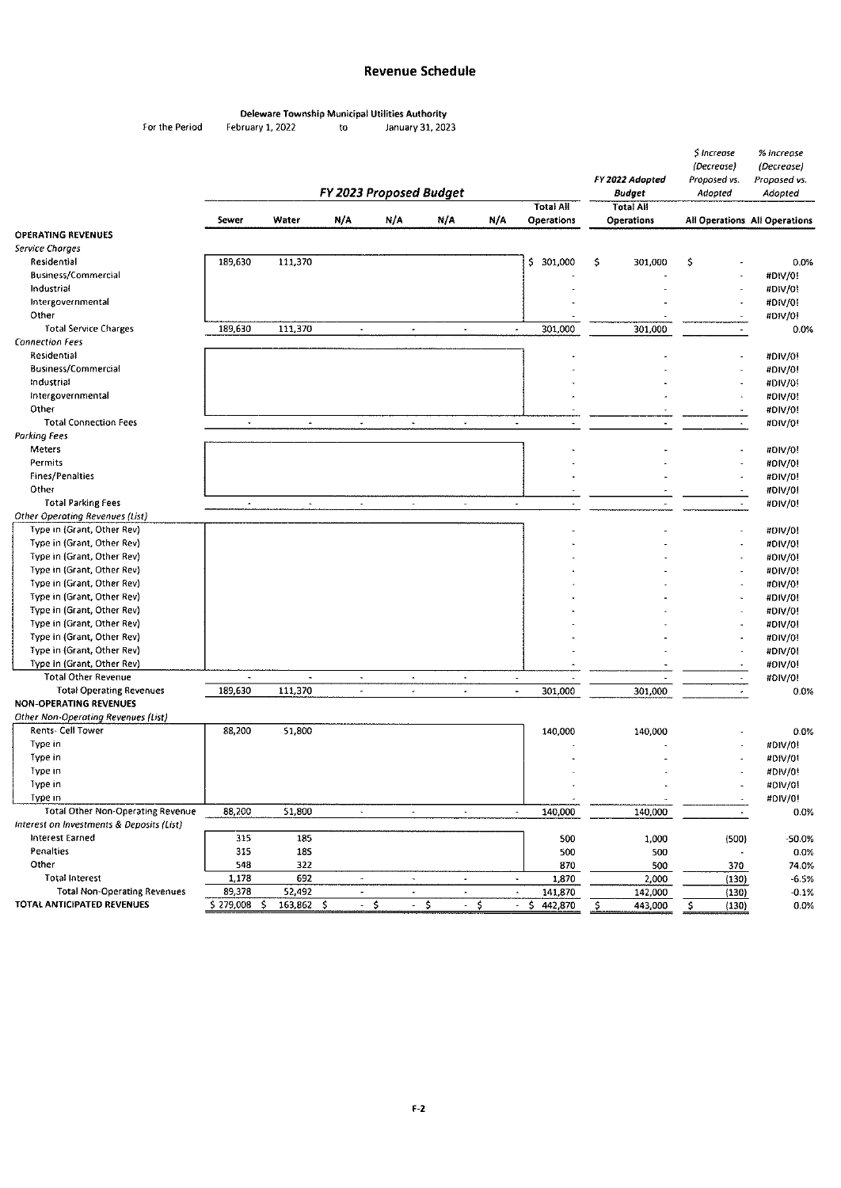# Revenue Schedule

**Deleware Township Municipal Utilities Authority**

For the Period February 1, 2022 to January 31, 2023

| | FY 2023 Proposed Budget | | | | | | | FY 2022 Adopted Budget | $ Increase (Decrease) Proposed vs. Adopted | % Increase (Decrease) Proposed vs. Adopted |
|---|---|---|---|---|---|---|---|---|---|---|
| | Sewer | Water | N/A | N/A | N/A | N/A | Total All Operations | Total All Operations | All Operations | All Operations |
| **OPERATING REVENUES** | | | | | | | | | | |
| *Service Charges* | | | | | | | | | | |
| Residential | 189,630 | 111,370 | | | | | $ 301,000 | $ 301,000 | $ - | 0.0% |
| Business/Commercial | | | | | | | - | - | - | #DIV/0! |
| Industrial | | | | | | | - | - | - | #DIV/0! |
| Intergovernmental | | | | | | | - | - | - | #DIV/0! |
| Other | | | | | | | - | - | - | #DIV/0! |
| Total Service Charges | 189,630 | 111,370 | - | - | - | - | 301,000 | 301,000 | - | 0.0% |
| *Connection Fees* | | | | | | | | | | |
| Residential | | | | | | | - | - | - | #DIV/0! |
| Business/Commercial | | | | | | | - | - | - | #DIV/0! |
| Industrial | | | | | | | - | - | - | #DIV/0! |
| Intergovernmental | | | | | | | - | - | - | #DIV/0! |
| Other | | | | | | | - | - | - | #DIV/0! |
| Total Connection Fees | - | - | - | - | - | - | - | - | - | #DIV/0! |
| *Parking Fees* | | | | | | | | | | |
| Meters | | | | | | | - | - | - | #DIV/0! |
| Permits | | | | | | | - | - | - | #DIV/0! |
| Fines/Penalties | | | | | | | - | - | - | #DIV/0! |
| Other | | | | | | | - | - | - | #DIV/0! |
| Total Parking Fees | - | - | - | - | - | - | - | - | - | #DIV/0! |
| *Other Operating Revenues (List)* | | | | | | | | | | |
| Type in (Grant, Other Rev) | | | | | | | - | - | - | #DIV/0! |
| Type in (Grant, Other Rev) | | | | | | | - | - | - | #DIV/0! |
| Type in (Grant, Other Rev) | | | | | | | - | - | - | #DIV/0! |
| Type in (Grant, Other Rev) | | | | | | | - | - | - | #DIV/0! |
| Type in (Grant, Other Rev) | | | | | | | - | - | - | #DIV/0! |
| Type in (Grant, Other Rev) | | | | | | | - | - | - | #DIV/0! |
| Type in (Grant, Other Rev) | | | | | | | - | - | - | #DIV/0! |
| Type in (Grant, Other Rev) | | | | | | | - | - | - | #DIV/0! |
| Type in (Grant, Other Rev) | | | | | | | - | - | - | #DIV/0! |
| Type in (Grant, Other Rev) | | | | | | | - | - | - | #DIV/0! |
| Type in (Grant, Other Rev) | | | | | | | - | - | - | #DIV/0! |
| Total Other Revenue | - | - | - | - | - | - | - | - | - | #DIV/0! |
| Total Operating Revenues | 189,630 | 111,370 | - | - | - | - | 301,000 | 301,000 | - | 0.0% |
| **NON-OPERATING REVENUES** | | | | | | | | | | |
| *Other Non-Operating Revenues (List)* | | | | | | | | | | |
| Rents- Cell Tower | 88,200 | 51,800 | | | | | 140,000 | 140,000 | - | 0.0% |
| Type in | | | | | | | - | - | - | #DIV/0! |
| Type in | | | | | | | - | - | - | #DIV/0! |
| Type in | | | | | | | - | - | - | #DIV/0! |
| Type in | | | | | | | - | - | - | #DIV/0! |
| Type in | | | | | | | - | - | - | #DIV/0! |
| Total Other Non-Operating Revenue | 88,200 | 51,800 | - | - | - | - | 140,000 | 140,000 | - | 0.0% |
| *Interest on Investments & Deposits (List)* | | | | | | | | | | |
| Interest Earned | 315 | 185 | | | | | 500 | 1,000 | (500) | -50.0% |
| Penalties | 315 | 185 | | | | | 500 | 500 | - | 0.0% |
| Other | 548 | 322 | | | | | 870 | 500 | 370 | 74.0% |
| Total Interest | 1,178 | 692 | - | - | - | - | 1,870 | 2,000 | (130) | -6.5% |
| Total Non-Operating Revenues | 89,378 | 52,492 | - | - | - | - | 141,870 | 142,000 | (130) | -0.1% |
| **TOTAL ANTICIPATED REVENUES** | $ 279,008 | $ 163,862 | $ - | $ - | $ - | $ - | $ 442,870 | $ 443,000 | $ (130) | 0.0% |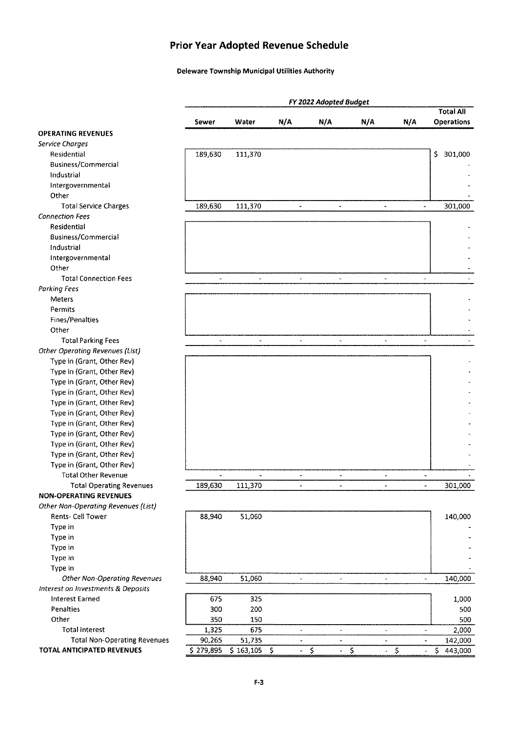# Prior Year Adopted Revenue Schedule

**Deleware Township Municipal Utilities Authority**

| | FY 2022 Adopted Budget | | | | | | |
|---|---|---|---|---|---|---|---|
| | Sewer | Water | N/A | N/A | N/A | N/A | Total All Operations |
| **OPERATING REVENUES** | | | | | | | |
| *Service Charges* | | | | | | | |
| Residential | 189,630 | 111,370 | | | | | $ 301,000 |
| Business/Commercial | | | | | | | - |
| Industrial | | | | | | | - |
| Intergovernmental | | | | | | | - |
| Other | | | | | | | - |
| Total Service Charges | 189,630 | 111,370 | - | - | - | - | 301,000 |
| *Connection Fees* | | | | | | | |
| Residential | | | | | | | - |
| Business/Commercial | | | | | | | - |
| Industrial | | | | | | | - |
| Intergovernmental | | | | | | | - |
| Other | | | | | | | - |
| Total Connection Fees | - | - | - | - | - | - | - |
| *Parking Fees* | | | | | | | |
| Meters | | | | | | | - |
| Permits | | | | | | | - |
| Fines/Penalties | | | | | | | - |
| Other | | | | | | | - |
| Total Parking Fees | - | - | - | - | - | - | - |
| *Other Operating Revenues (List)* | | | | | | | |
| Type in (Grant, Other Rev) | | | | | | | - |
| Type in (Grant, Other Rev) | | | | | | | - |
| Type in (Grant, Other Rev) | | | | | | | - |
| Type in (Grant, Other Rev) | | | | | | | - |
| Type in (Grant, Other Rev) | | | | | | | - |
| Type in (Grant, Other Rev) | | | | | | | - |
| Type in (Grant, Other Rev) | | | | | | | - |
| Type in (Grant, Other Rev) | | | | | | | - |
| Type in (Grant, Other Rev) | | | | | | | - |
| Type in (Grant, Other Rev) | | | | | | | - |
| Type in (Grant, Other Rev) | | | | | | | - |
| Total Other Revenue | - | - | - | - | - | - | - |
| Total Operating Revenues | 189,630 | 111,370 | - | - | - | - | 301,000 |
| **NON-OPERATING REVENUES** | | | | | | | |
| *Other Non-Operating Revenues (List)* | | | | | | | |
| Rents- Cell Tower | 88,940 | 51,060 | | | | | 140,000 |
| Type in | | | | | | | - |
| Type in | | | | | | | - |
| Type in | | | | | | | - |
| Type in | | | | | | | - |
| Type in | | | | | | | - |
| *Other Non-Operating Revenues* | 88,940 | 51,060 | - | - | - | - | 140,000 |
| *Interest on Investments & Deposits* | | | | | | | |
| Interest Earned | 675 | 325 | | | | | 1,000 |
| Penalties | 300 | 200 | | | | | 500 |
| Other | 350 | 150 | | | | | 500 |
| Total Interest | 1,325 | 675 | - | - | - | - | 2,000 |
| Total Non-Operating Revenues | 90,265 | 51,735 | - | - | - | - | 142,000 |
| **TOTAL ANTICIPATED REVENUES** | $ 279,895 | $ 163,105 | $ - | $ - | $ - | $ - | $ 443,000 |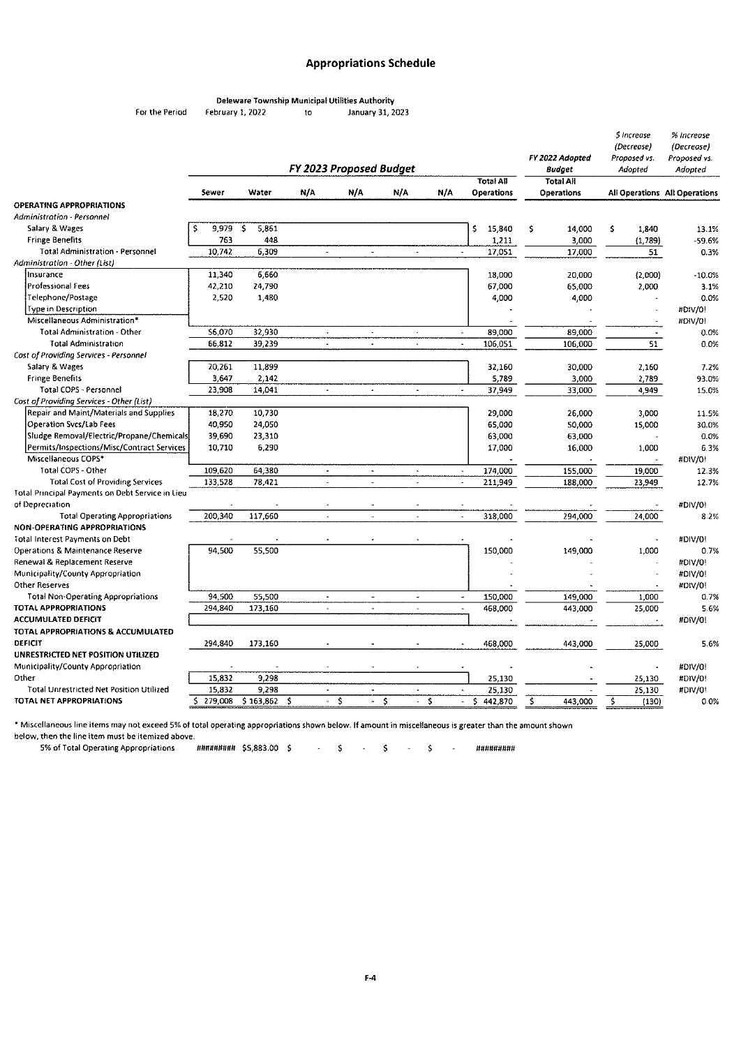# Appropriations Schedule

**Deleware Township Municipal Utilities Authority**

For the Period February 1, 2022 to January 31, 2023

| | FY 2023 Proposed Budget | | | | | | | FY 2022 Adopted Budget | $ Increase (Decrease) Proposed vs. Adopted | % Increase (Decrease) Proposed vs. Adopted |
|---|---|---|---|---|---|---|---|---|---|---|
| | Sewer | Water | N/A | N/A | N/A | N/A | Total All Operations | Total All Operations | All Operations | All Operations |
| **OPERATING APPROPRIATIONS** | | | | | | | | | | |
| *Administration - Personnel* | | | | | | | | | | |
| Salary & Wages | $ 9,979 | $ 5,861 | | | | | $ 15,840 | $ 14,000 | $ 1,840 | 13.1% |
| Fringe Benefits | 763 | 448 | | | | | 1,211 | 3,000 | (1,789) | -59.6% |
| Total Administration - Personnel | 10,742 | 6,309 | - | - | - | - | 17,051 | 17,000 | 51 | 0.3% |
| *Administration - Other (List)* | | | | | | | | | | |
| Insurance | 11,340 | 6,660 | | | | | 18,000 | 20,000 | (2,000) | -10.0% |
| Professional Fees | 42,210 | 24,790 | | | | | 67,000 | 65,000 | 2,000 | 3.1% |
| Telephone/Postage | 2,520 | 1,480 | | | | | 4,000 | 4,000 | - | 0.0% |
| Type in Description | | | | | | | - | - | - | #DIV/0! |
| Miscellaneous Administration* | | | | | | | - | - | - | #DIV/0! |
| Total Administration - Other | 56,070 | 32,930 | - | - | - | - | 89,000 | 89,000 | - | 0.0% |
| Total Administration | 66,812 | 39,239 | - | - | - | - | 106,051 | 106,000 | 51 | 0.0% |
| *Cost of Providing Services - Personnel* | | | | | | | | | | |
| Salary & Wages | 20,261 | 11,899 | | | | | 32,160 | 30,000 | 2,160 | 7.2% |
| Fringe Benefits | 3,647 | 2,142 | | | | | 5,789 | 3,000 | 2,789 | 93.0% |
| Total COPS - Personnel | 23,908 | 14,041 | - | - | - | - | 37,949 | 33,000 | 4,949 | 15.0% |
| *Cost of Providing Services - Other (List)* | | | | | | | | | | |
| Repair and Maint/Materials and Supplies | 18,270 | 10,730 | | | | | 29,000 | 26,000 | 3,000 | 11.5% |
| Operation Svcs/Lab Fees | 40,950 | 24,050 | | | | | 65,000 | 50,000 | 15,000 | 30.0% |
| Sludge Removal/Electric/Propane/Chemicals | 39,690 | 23,310 | | | | | 63,000 | 63,000 | - | 0.0% |
| Permits/Inspections/Misc/Contract Services | 10,710 | 6,290 | | | | | 17,000 | 16,000 | 1,000 | 6.3% |
| Miscellaneous COPS* | | | | | | | - | - | - | #DIV/0! |
| Total COPS - Other | 109,620 | 64,380 | - | - | - | - | 174,000 | 155,000 | 19,000 | 12.3% |
| Total Cost of Providing Services | 133,528 | 78,421 | - | - | - | - | 211,949 | 188,000 | 23,949 | 12.7% |
| Total Principal Payments on Debt Service in Lieu of Depreciation | - | - | - | - | - | - | - | - | - | #DIV/0! |
| Total Operating Appropriations | 200,340 | 117,660 | - | - | - | - | 318,000 | 294,000 | 24,000 | 8.2% |
| **NON-OPERATING APPROPRIATIONS** | | | | | | | | | | |
| Total Interest Payments on Debt | - | - | - | - | - | - | - | - | - | #DIV/0! |
| Operations & Maintenance Reserve | 94,500 | 55,500 | | | | | 150,000 | 149,000 | 1,000 | 0.7% |
| Renewal & Replacement Reserve | | | | | | | - | - | - | #DIV/0! |
| Municipality/County Appropriation | | | | | | | - | - | - | #DIV/0! |
| Other Reserves | | | | | | | - | - | - | #DIV/0! |
| Total Non-Operating Appropriations | 94,500 | 55,500 | - | - | - | - | 150,000 | 149,000 | 1,000 | 0.7% |
| **TOTAL APPROPRIATIONS** | 294,840 | 173,160 | - | - | - | - | 468,000 | 443,000 | 25,000 | 5.6% |
| **ACCUMULATED DEFICIT** | | | | | | | - | - | - | #DIV/0! |
| **TOTAL APPROPRIATIONS & ACCUMULATED DEFICIT** | 294,840 | 173,160 | - | - | - | - | 468,000 | 443,000 | 25,000 | 5.6% |
| **UNRESTRICTED NET POSITION UTILIZED** | | | | | | | | | | |
| Municipality/County Appropriation | - | - | - | - | - | - | - | - | - | #DIV/0! |
| Other | 15,832 | 9,298 | | | | | 25,130 | - | 25,130 | #DIV/0! |
| Total Unrestricted Net Position Utilized | 15,832 | 9,298 | - | - | - | - | 25,130 | - | 25,130 | #DIV/0! |
| **TOTAL NET APPROPRIATIONS** | $ 279,008 | $ 163,862 | $ - | $ - | $ - | $ - | $ 442,870 | $ 443,000 | $ (130) | 0.0% |

* Miscellaneous line items may not exceed 5% of total operating appropriations shown below. If amount in miscellaneous is greater than the amount shown below, then the line item must be itemized above.

| 5% of Total Operating Appropriations | ######### | $5,883.00 | $ - | $ - | $ - | $ - | ######### |
|---|---|---|---|---|---|---|---|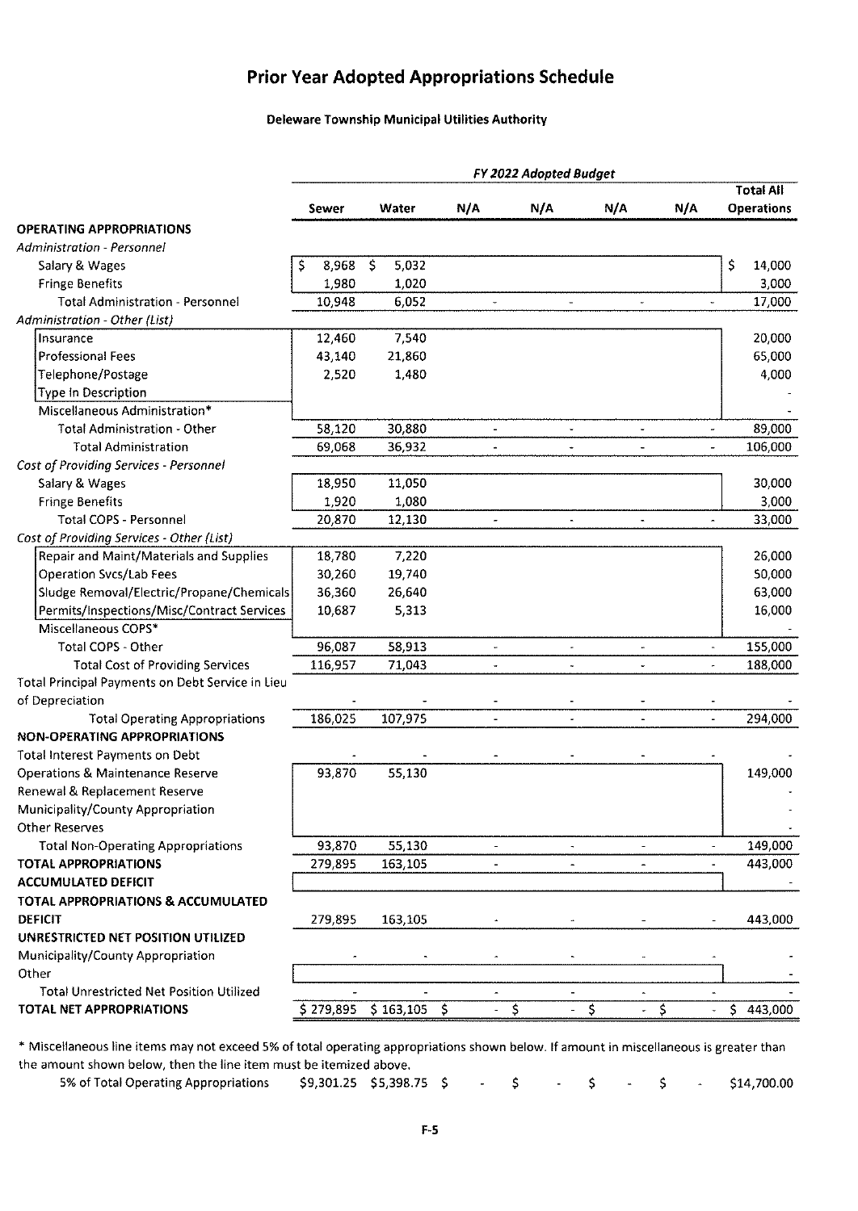# Prior Year Adopted Appropriations Schedule

**Deleware Township Municipal Utilities Authority**

| | *FY 2022 Adopted Budget* | | | | | | |
|---|---|---|---|---|---|---|---|
| | **Sewer** | **Water** | **N/A** | **N/A** | **N/A** | **N/A** | **Total All Operations** |
| **OPERATING APPROPRIATIONS** | | | | | | | |
| *Administration - Personnel* | | | | | | | |
| Salary & Wages | $ 8,968 | $ 5,032 | | | | | $ 14,000 |
| Fringe Benefits | 1,980 | 1,020 | | | | | 3,000 |
| Total Administration - Personnel | 10,948 | 6,052 | - | - | - | - | 17,000 |
| *Administration - Other (List)* | | | | | | | |
| Insurance | 12,460 | 7,540 | | | | | 20,000 |
| Professional Fees | 43,140 | 21,860 | | | | | 65,000 |
| Telephone/Postage | 2,520 | 1,480 | | | | | 4,000 |
| Type In Description | | | | | | | - |
| Miscellaneous Administration* | | | | | | | - |
| Total Administration - Other | 58,120 | 30,880 | - | - | - | - | 89,000 |
| Total Administration | 69,068 | 36,932 | - | - | - | - | 106,000 |
| *Cost of Providing Services - Personnel* | | | | | | | |
| Salary & Wages | 18,950 | 11,050 | | | | | 30,000 |
| Fringe Benefits | 1,920 | 1,080 | | | | | 3,000 |
| Total COPS - Personnel | 20,870 | 12,130 | - | - | - | - | 33,000 |
| *Cost of Providing Services - Other (List)* | | | | | | | |
| Repair and Maint/Materials and Supplies | 18,780 | 7,220 | | | | | 26,000 |
| Operation Svcs/Lab Fees | 30,260 | 19,740 | | | | | 50,000 |
| Sludge Removal/Electric/Propane/Chemicals | 36,360 | 26,640 | | | | | 63,000 |
| Permits/Inspections/Misc/Contract Services | 10,687 | 5,313 | | | | | 16,000 |
| Miscellaneous COPS* | | | | | | | - |
| Total COPS - Other | 96,087 | 58,913 | - | - | - | - | 155,000 |
| Total Cost of Providing Services | 116,957 | 71,043 | - | - | - | - | 188,000 |
| Total Principal Payments on Debt Service in Lieu of Depreciation | - | - | - | - | - | - | - |
| Total Operating Appropriations | 186,025 | 107,975 | - | - | - | - | 294,000 |
| **NON-OPERATING APPROPRIATIONS** | | | | | | | |
| Total Interest Payments on Debt | - | - | - | - | - | - | - |
| Operations & Maintenance Reserve | 93,870 | 55,130 | | | | | 149,000 |
| Renewal & Replacement Reserve | | | | | | | - |
| Municipality/County Appropriation | | | | | | | - |
| Other Reserves | | | | | | | - |
| Total Non-Operating Appropriations | 93,870 | 55,130 | - | - | - | - | 149,000 |
| **TOTAL APPROPRIATIONS** | 279,895 | 163,105 | - | - | - | - | 443,000 |
| **ACCUMULATED DEFICIT** | | | | | | | - |
| **TOTAL APPROPRIATIONS & ACCUMULATED DEFICIT** | 279,895 | 163,105 | - | - | - | - | 443,000 |
| **UNRESTRICTED NET POSITION UTILIZED** | | | | | | | |
| Municipality/County Appropriation | - | - | - | - | - | - | - |
| Other | | | | | | | - |
| Total Unrestricted Net Position Utilized | - | - | - | - | - | - | - |
| **TOTAL NET APPROPRIATIONS** | $ 279,895 | $ 163,105 | $ - | $ - | $ - | $ - | $ 443,000 |

* Miscellaneous line items may not exceed 5% of total operating appropriations shown below. If amount in miscellaneous is greater than the amount shown below, then the line item must be itemized above.

| | Sewer | Water | N/A | N/A | N/A | N/A | Total All Operations |
|---|---|---|---|---|---|---|---|
| 5% of Total Operating Appropriations | $9,301.25 | $5,398.75 | $ - | $ - | $ - | $ - | $14,700.00 |

F-5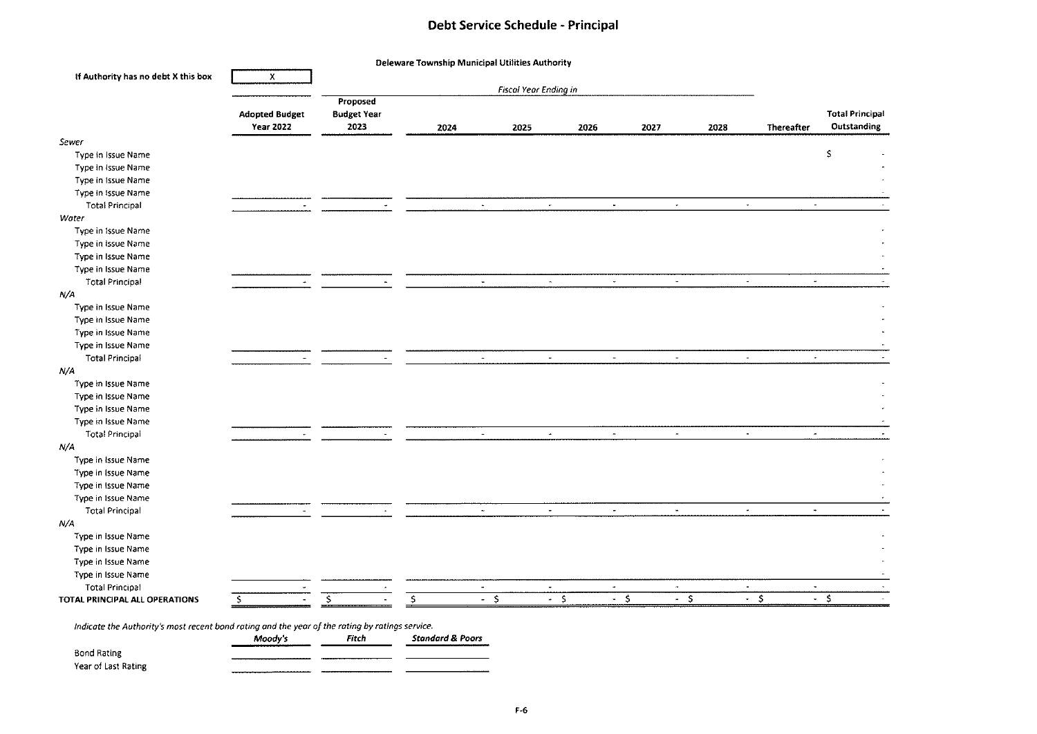# Debt Service Schedule - Principal

**Deleware Township Municipal Utilities Authority**

**If Authority has no debt X this box** X

| | Adopted Budget Year 2022 | Proposed Budget Year 2023 | *Fiscal Year Ending in* 2024 | 2025 | 2026 | 2027 | 2028 | Thereafter | Total Principal Outstanding |
|---|---|---|---|---|---|---|---|---|---|
| *Sewer* | | | | | | | | | |
| Type in Issue Name | | | | | | | | | $ - |
| Type in Issue Name | | | | | | | | | - |
| Type in Issue Name | | | | | | | | | - |
| Type in Issue Name | | | | | | | | | - |
| Total Principal | - | - | - | - | - | - | - | - | - |
| *Water* | | | | | | | | | |
| Type in Issue Name | | | | | | | | | - |
| Type in Issue Name | | | | | | | | | - |
| Type in Issue Name | | | | | | | | | - |
| Type in Issue Name | | | | | | | | | - |
| Total Principal | - | - | - | - | - | - | - | - | - |
| *N/A* | | | | | | | | | |
| Type in Issue Name | | | | | | | | | - |
| Type in Issue Name | | | | | | | | | - |
| Type in Issue Name | | | | | | | | | - |
| Type in Issue Name | | | | | | | | | - |
| Total Principal | - | - | - | - | - | - | - | - | - |
| *N/A* | | | | | | | | | |
| Type in Issue Name | | | | | | | | | - |
| Type in Issue Name | | | | | | | | | - |
| Type in Issue Name | | | | | | | | | - |
| Type in Issue Name | | | | | | | | | - |
| Total Principal | - | - | - | - | - | - | - | - | - |
| *N/A* | | | | | | | | | |
| Type in Issue Name | | | | | | | | | - |
| Type in Issue Name | | | | | | | | | - |
| Type in Issue Name | | | | | | | | | - |
| Type in Issue Name | | | | | | | | | - |
| Total Principal | - | - | - | - | - | - | - | - | - |
| *N/A* | | | | | | | | | |
| Type in Issue Name | | | | | | | | | - |
| Type in Issue Name | | | | | | | | | - |
| Type in Issue Name | | | | | | | | | - |
| Type in Issue Name | | | | | | | | | - |
| Total Principal | - | - | - | - | - | - | - | - | - |
| **TOTAL PRINCIPAL ALL OPERATIONS** | $ - | $ - | $ - | $ - | $ - | $ - | $ - | $ - | $ - |

*Indicate the Authority's most recent bond rating and the year of the rating by ratings service.*

| | *Moody's* | *Fitch* | *Standard & Poors* |
|---|---|---|---|
| Bond Rating | | | |
| Year of Last Rating | | | |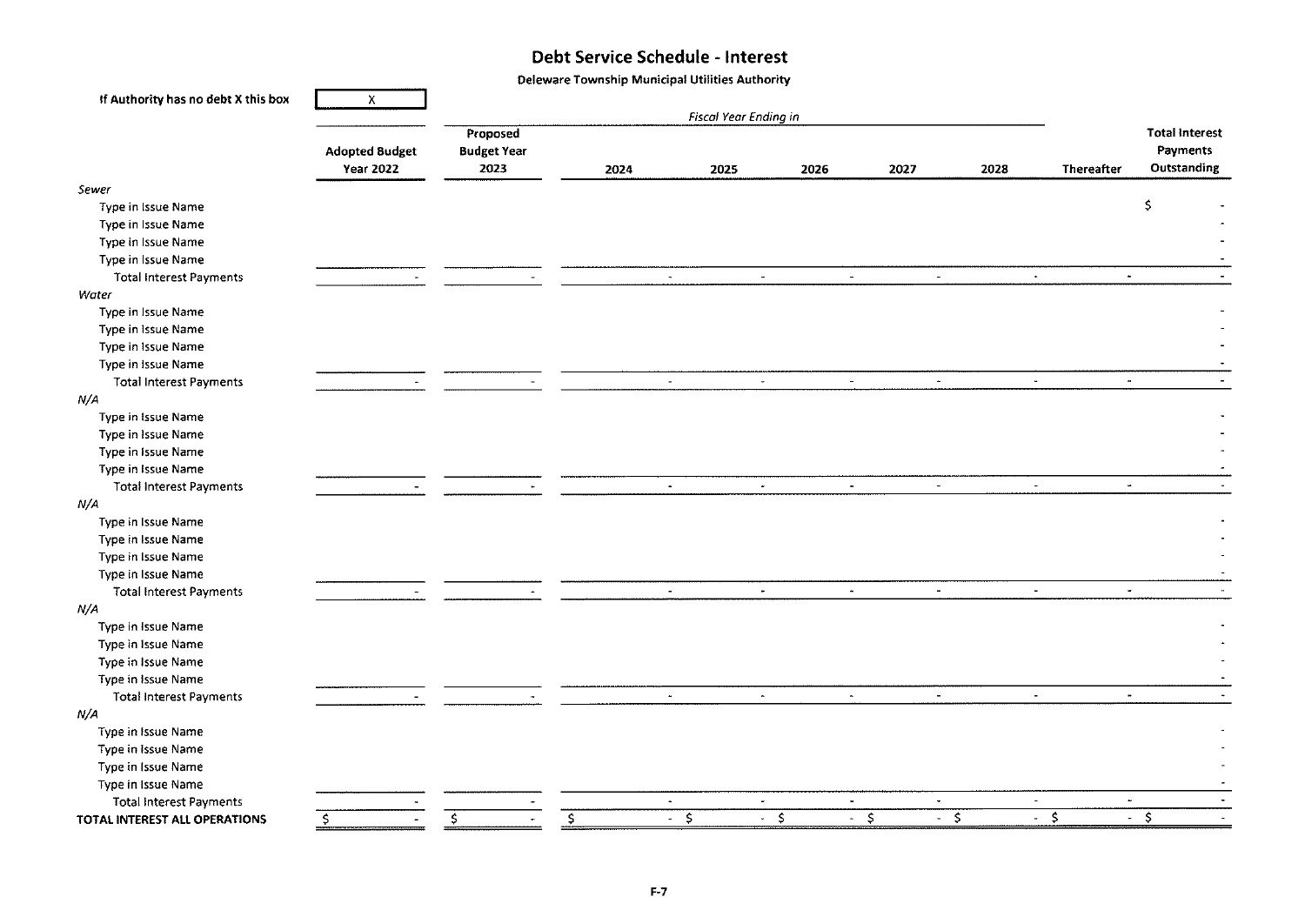# Debt Service Schedule - Interest

**Deleware Township Municipal Utilities Authority**

If Authority has no debt X this box: X

| | Adopted Budget Year 2022 | Proposed Budget Year 2023 | *Fiscal Year Ending in* 2024 | 2025 | 2026 | 2027 | 2028 | Thereafter | Total Interest Payments Outstanding |
|---|---|---|---|---|---|---|---|---|---|
| *Sewer* | | | | | | | | | |
| Type in Issue Name | | | | | | | | | $ - |
| Type in Issue Name | | | | | | | | | - |
| Type in Issue Name | | | | | | | | | - |
| Type in Issue Name | | | | | | | | | - |
| Total Interest Payments | - | - | - | - | - | - | - | - | - |
| *Water* | | | | | | | | | |
| Type in Issue Name | | | | | | | | | - |
| Type in Issue Name | | | | | | | | | - |
| Type in Issue Name | | | | | | | | | - |
| Type in Issue Name | | | | | | | | | - |
| Total Interest Payments | - | - | - | - | - | - | - | - | - |
| *N/A* | | | | | | | | | |
| Type in Issue Name | | | | | | | | | - |
| Type in Issue Name | | | | | | | | | - |
| Type in Issue Name | | | | | | | | | - |
| Type in Issue Name | | | | | | | | | - |
| Total Interest Payments | - | - | - | - | - | - | - | - | - |
| *N/A* | | | | | | | | | |
| Type in Issue Name | | | | | | | | | - |
| Type in Issue Name | | | | | | | | | - |
| Type in Issue Name | | | | | | | | | - |
| Type in Issue Name | | | | | | | | | - |
| Total Interest Payments | - | - | - | - | - | - | - | - | - |
| *N/A* | | | | | | | | | |
| Type in Issue Name | | | | | | | | | - |
| Type in Issue Name | | | | | | | | | - |
| Type in Issue Name | | | | | | | | | - |
| Type in Issue Name | | | | | | | | | - |
| Total Interest Payments | - | - | - | - | - | - | - | - | - |
| *N/A* | | | | | | | | | |
| Type in Issue Name | | | | | | | | | - |
| Type in Issue Name | | | | | | | | | - |
| Type in Issue Name | | | | | | | | | - |
| Type in Issue Name | | | | | | | | | - |
| Total Interest Payments | - | - | - | - | - | - | - | - | - |
| **TOTAL INTEREST ALL OPERATIONS** | $ - | $ - | $ - | $ - | $ - | $ - | $ - | $ - | $ - |

F-7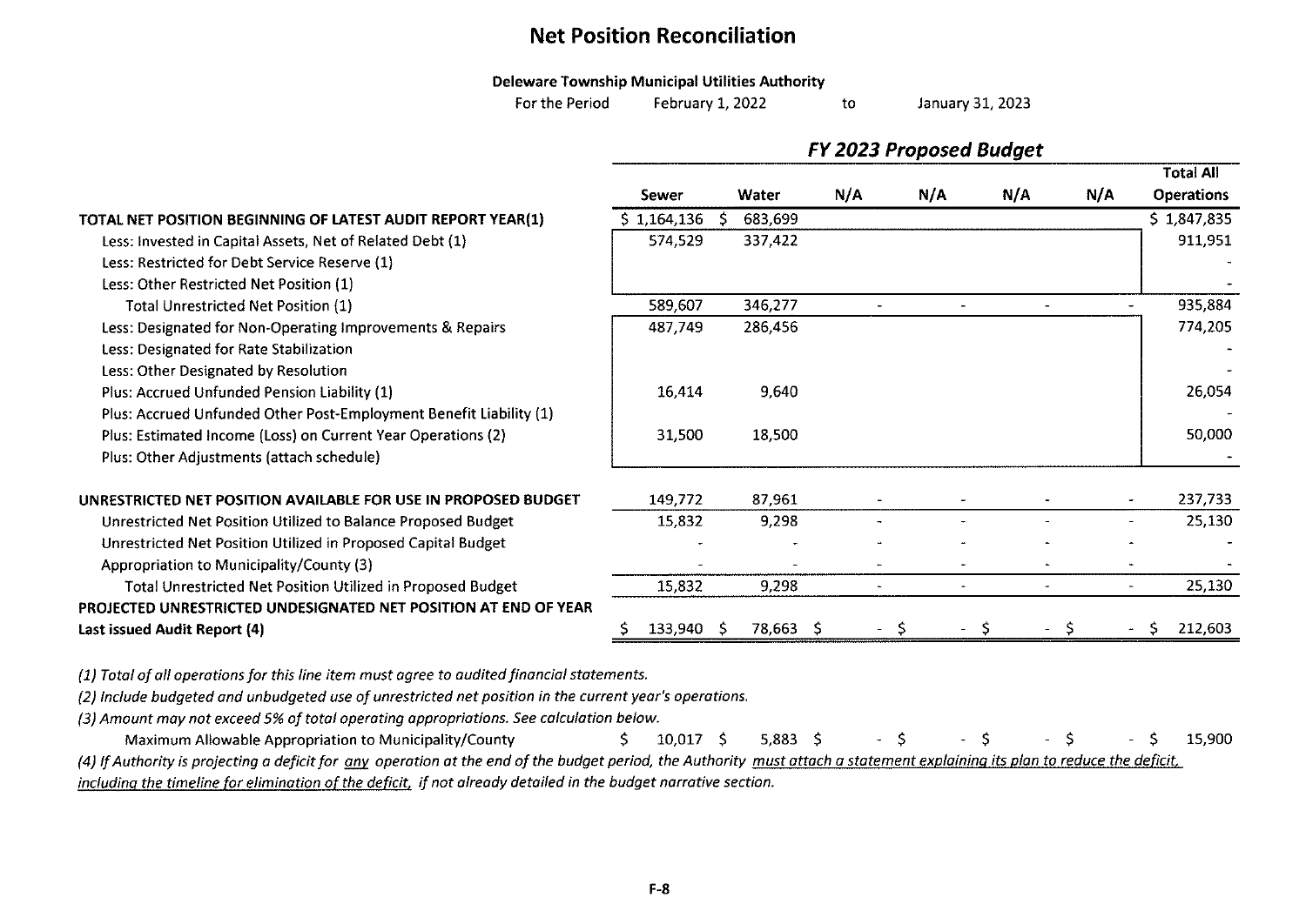# Net Position Reconciliation

**Deleware Township Municipal Utilities Authority**

For the Period February 1, 2022 to January 31, 2023

| | FY 2023 Proposed Budget | | | | | | |
|---|---|---|---|---|---|---|---|
| | **Sewer** | **Water** | **N/A** | **N/A** | **N/A** | **N/A** | **Total All Operations** |
| **TOTAL NET POSITION BEGINNING OF LATEST AUDIT REPORT YEAR(1)** | $ 1,164,136 | $ 683,699 | | | | | $ 1,847,835 |
| Less: Invested in Capital Assets, Net of Related Debt (1) | 574,529 | 337,422 | | | | | 911,951 |
| Less: Restricted for Debt Service Reserve (1) | | | | | | | - |
| Less: Other Restricted Net Position (1) | | | | | | | - |
| Total Unrestricted Net Position (1) | 589,607 | 346,277 | - | - | - | - | 935,884 |
| Less: Designated for Non-Operating Improvements & Repairs | 487,749 | 286,456 | | | | | 774,205 |
| Less: Designated for Rate Stabilization | | | | | | | - |
| Less: Other Designated by Resolution | | | | | | | - |
| Plus: Accrued Unfunded Pension Liability (1) | 16,414 | 9,640 | | | | | 26,054 |
| Plus: Accrued Unfunded Other Post-Employment Benefit Liability (1) | | | | | | | - |
| Plus: Estimated Income (Loss) on Current Year Operations (2) | 31,500 | 18,500 | | | | | 50,000 |
| Plus: Other Adjustments (attach schedule) | | | | | | | - |
| **UNRESTRICTED NET POSITION AVAILABLE FOR USE IN PROPOSED BUDGET** | 149,772 | 87,961 | - | - | - | - | 237,733 |
| Unrestricted Net Position Utilized to Balance Proposed Budget | 15,832 | 9,298 | - | - | - | - | 25,130 |
| Unrestricted Net Position Utilized in Proposed Capital Budget | - | - | - | - | - | - | - |
| Appropriation to Municipality/County (3) | - | - | - | - | - | - | - |
| Total Unrestricted Net Position Utilized in Proposed Budget | 15,832 | 9,298 | - | - | - | - | 25,130 |
| **PROJECTED UNRESTRICTED UNDESIGNATED NET POSITION AT END OF YEAR Last issued Audit Report (4)** | $ 133,940 | $ 78,663 | $ - | $ - | $ - | $ - | $ 212,603 |

*(1) Total of all operations for this line item must agree to audited financial statements.*

*(2) Include budgeted and unbudgeted use of unrestricted net position in the current year's operations.*

*(3) Amount may not exceed 5% of total operating appropriations. See calculation below.*

| | Sewer | Water | N/A | N/A | N/A | N/A | Total All Operations |
|---|---|---|---|---|---|---|---|
| Maximum Allowable Appropriation to Municipality/County | $ 10,017 | $ 5,883 | $ - | $ - | $ - | $ - | $ 15,900 |

*(4) If Authority is projecting a deficit for any operation at the end of the budget period, the Authority must attach a statement explaining its plan to reduce the deficit, including the timeline for elimination of the deficit, if not already detailed in the budget narrative section.*